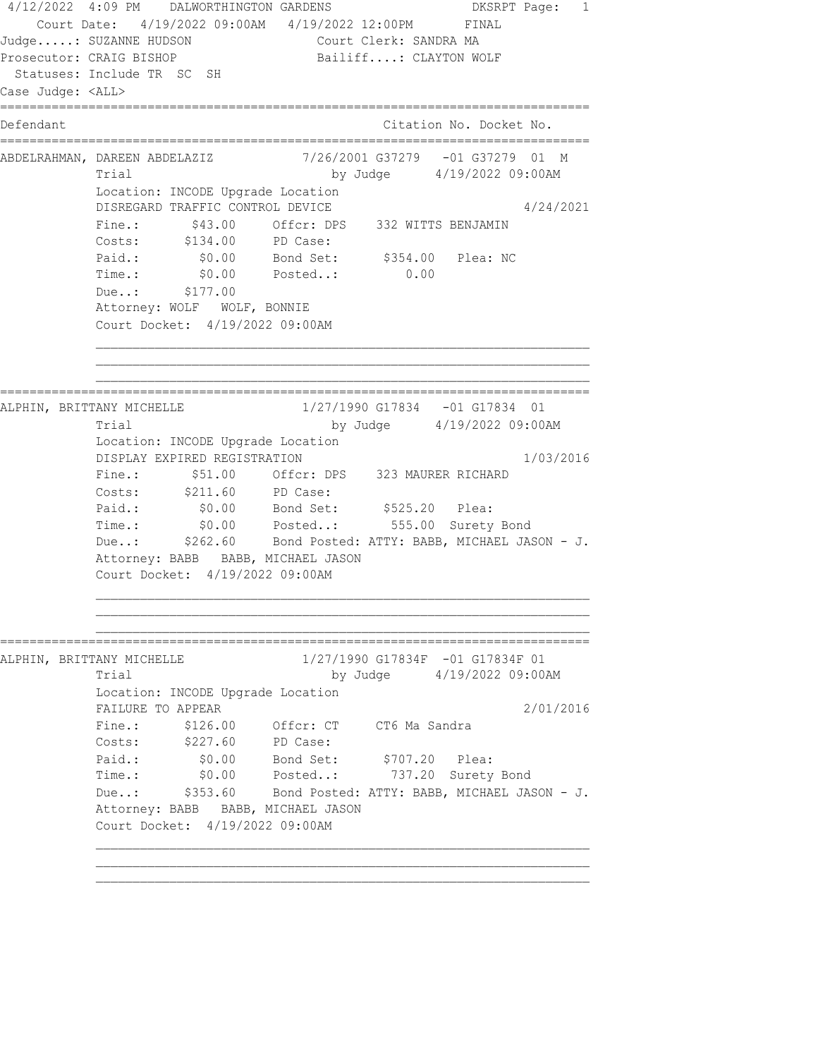4/12/2022 4:09 PM    DALWORTHINGTON GARDENS    DKSRPT Page: 1

Court Date: 4/19/2022 09:00AM 4/19/2022 12:00PM    FINAL

Judge.....: SUZANNE HUDSON    Court Clerk: SANDRA MA

Prosecutor: CRAIG BISHOP    Bailiff....: CLAYTON WOLF

Statuses: Include TR SC SH

Case Judge: <ALL>

```
================================================================================
Defendant                                            Citation No. Docket No.
================================================================================
ABDELRAHMAN, DAREEN ABDELAZIZ          7/26/2001 G37279   -01 G37279  01  M
           Trial                           by Judge      4/19/2022 09:00AM
           Location: INCODE Upgrade Location
           DISREGARD TRAFFIC CONTROL DEVICE                             4/24/2021
           Fine.:       $43.00     Offcr: DPS    332 WITTS BENJAMIN
           Costs:      $134.00     PD Case:
           Paid.:        $0.00     Bond Set:      $354.00   Plea: NC
           Time.:        $0.00     Posted..:         0.00
           Due..:      $177.00
           Attorney: WOLF   WOLF, BONNIE
           Court Docket:  4/19/2022 09:00AM

================================================================================
ALPHIN, BRITTANY MICHELLE              1/27/1990 G17834   -01 G17834  01
           Trial                           by Judge      4/19/2022 09:00AM
           Location: INCODE Upgrade Location
           DISPLAY EXPIRED REGISTRATION                                 1/03/2016
           Fine.:       $51.00     Offcr: DPS    323 MAURER RICHARD
           Costs:      $211.60     PD Case:
           Paid.:        $0.00     Bond Set:      $525.20   Plea:
           Time.:        $0.00     Posted..:       555.00  Surety Bond
           Due..:      $262.60     Bond Posted: ATTY: BABB, MICHAEL JASON - J.
           Attorney: BABB   BABB, MICHAEL JASON
           Court Docket:  4/19/2022 09:00AM

================================================================================
ALPHIN, BRITTANY MICHELLE              1/27/1990 G17834F  -01 G17834F 01
           Trial                           by Judge      4/19/2022 09:00AM
           Location: INCODE Upgrade Location
           FAILURE TO APPEAR                                            2/01/2016
           Fine.:      $126.00     Offcr: CT     CT6 Ma Sandra
           Costs:      $227.60     PD Case:
           Paid.:        $0.00     Bond Set:      $707.20   Plea:
           Time.:        $0.00     Posted..:       737.20  Surety Bond
           Due..:      $353.60     Bond Posted: ATTY: BABB, MICHAEL JASON - J.
           Attorney: BABB   BABB, MICHAEL JASON
           Court Docket:  4/19/2022 09:00AM
```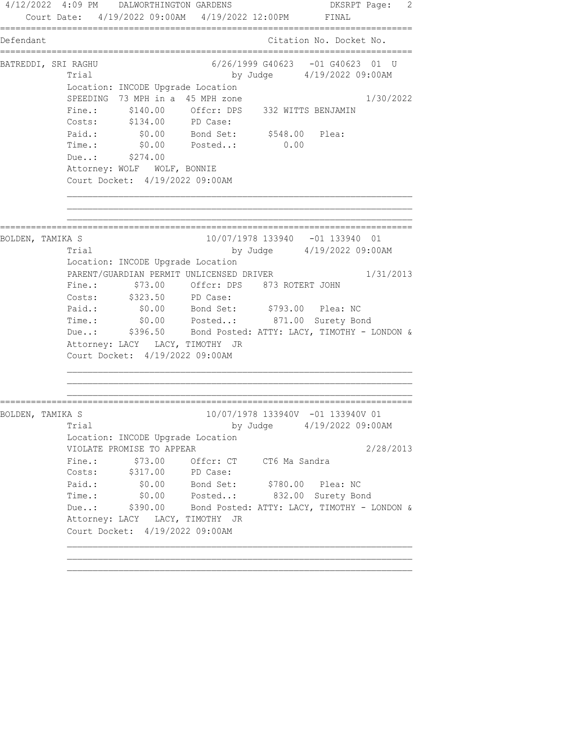4/12/2022 4:09 PM DALWORTHINGTON GARDENS DKSRPT Page: 2
Court Date: 4/19/2022 09:00AM 4/19/2022 12:00PM FINAL

```
==============================================================================
Defendant                                          Citation No. Docket No.
==============================================================================
BATREDDI, SRI RAGHU                 6/26/1999 G40623   -01 G40623  01  U
           Trial                          by Judge      4/19/2022 09:00AM
           Location: INCODE Upgrade Location
           SPEEDING  73 MPH in a  45 MPH zone                      1/30/2022
           Fine.:      $140.00     Offcr: DPS    332 WITTS BENJAMIN
           Costs:      $134.00     PD Case:
           Paid.:        $0.00     Bond Set:      $548.00   Plea:
           Time.:        $0.00     Posted..:         0.00
           Due..:      $274.00
           Attorney: WOLF   WOLF, BONNIE
           Court Docket:  4/19/2022 09:00AM

           ___________________________________________________________________
           ___________________________________________________________________
           ___________________________________________________________________
==============================================================================
BOLDEN, TAMIKA S                    10/07/1978 133940   -01 133940  01
           Trial                          by Judge      4/19/2022 09:00AM
           Location: INCODE Upgrade Location
           PARENT/GUARDIAN PERMIT UNLICENSED DRIVER                1/31/2013
           Fine.:       $73.00     Offcr: DPS    873 ROTERT JOHN
           Costs:      $323.50     PD Case:
           Paid.:        $0.00     Bond Set:      $793.00   Plea: NC
           Time.:        $0.00     Posted..:       871.00  Surety Bond
           Due..:      $396.50     Bond Posted: ATTY: LACY, TIMOTHY - LONDON &
           Attorney: LACY   LACY, TIMOTHY  JR
           Court Docket:  4/19/2022 09:00AM

           ___________________________________________________________________
           ___________________________________________________________________
           ___________________________________________________________________
==============================================================================
BOLDEN, TAMIKA S                    10/07/1978 133940V  -01 133940V 01
           Trial                          by Judge      4/19/2022 09:00AM
           Location: INCODE Upgrade Location
           VIOLATE PROMISE TO APPEAR                               2/28/2013
           Fine.:       $73.00     Offcr: CT     CT6 Ma Sandra
           Costs:      $317.00     PD Case:
           Paid.:        $0.00     Bond Set:      $780.00   Plea: NC
           Time.:        $0.00     Posted..:       832.00  Surety Bond
           Due..:      $390.00     Bond Posted: ATTY: LACY, TIMOTHY - LONDON &
           Attorney: LACY   LACY, TIMOTHY  JR
           Court Docket:  4/19/2022 09:00AM

           ___________________________________________________________________
           ___________________________________________________________________
           ___________________________________________________________________
```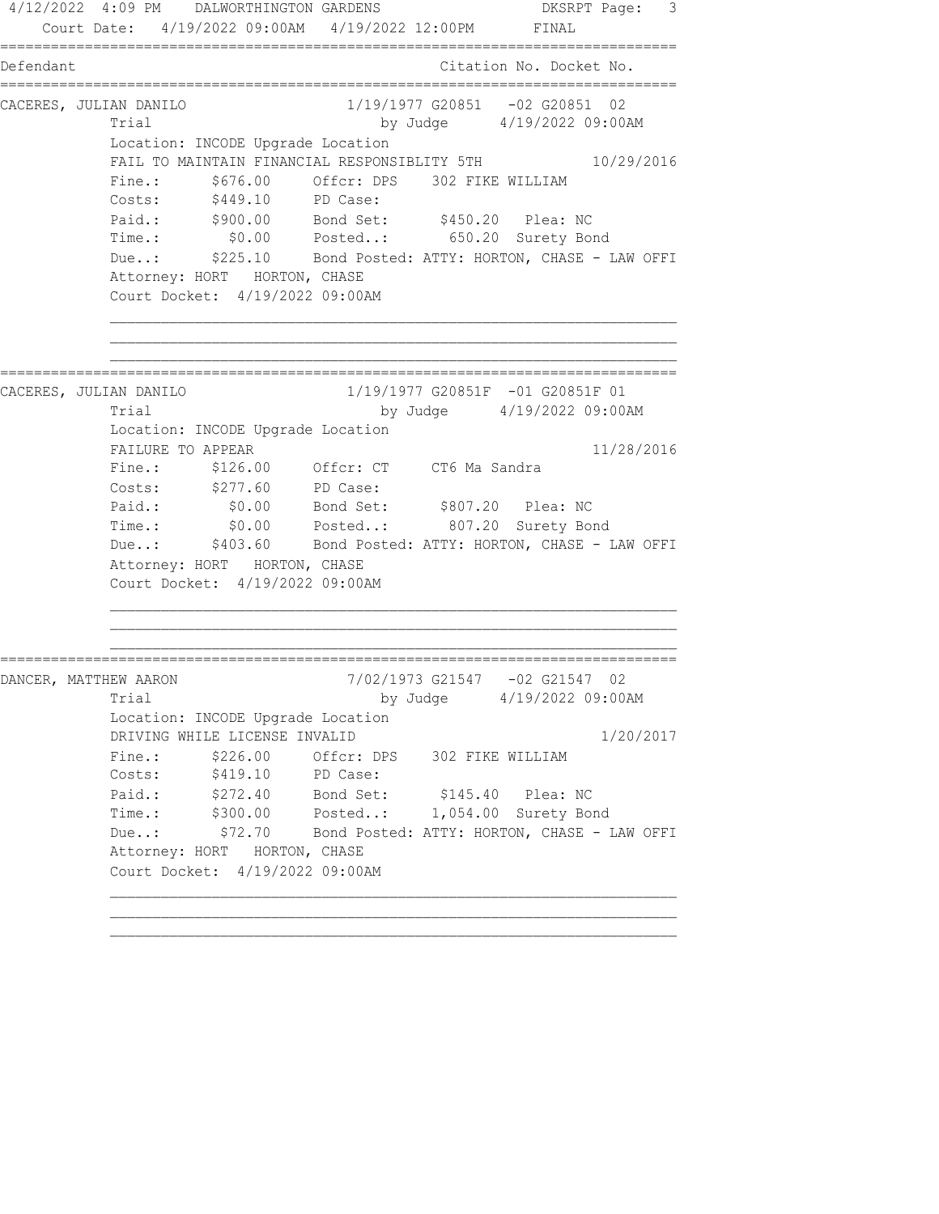4/12/2022 4:09 PM DALWORTHINGTON GARDENS DKSRPT Page: 3

Court Date: 4/19/2022 09:00AM 4/19/2022 12:00PM FINAL

```
==============================================================================
Defendant                                          Citation No. Docket No.
==============================================================================
CACERES, JULIAN DANILO               1/19/1977 G20851   -02 G20851  02
          Trial                              by Judge      4/19/2022 09:00AM
          Location: INCODE Upgrade Location
          FAIL TO MAINTAIN FINANCIAL RESPONSIBLITY 5TH               10/29/2016
          Fine.:      $676.00     Offcr: DPS    302 FIKE WILLIAM
          Costs:      $449.10     PD Case:
          Paid.:      $900.00     Bond Set:      $450.20   Plea: NC
          Time.:        $0.00     Posted..:       650.20  Surety Bond
          Due..:      $225.10     Bond Posted: ATTY: HORTON, CHASE - LAW OFFI
          Attorney: HORT   HORTON, CHASE
          Court Docket:  4/19/2022 09:00AM

          ________________________________________________________________
          ________________________________________________________________
          ________________________________________________________________
==============================================================================
CACERES, JULIAN DANILO               1/19/1977 G20851F  -01 G20851F 01
          Trial                              by Judge      4/19/2022 09:00AM
          Location: INCODE Upgrade Location
          FAILURE TO APPEAR                                          11/28/2016
          Fine.:      $126.00     Offcr: CT     CT6 Ma Sandra
          Costs:      $277.60     PD Case:
          Paid.:        $0.00     Bond Set:      $807.20   Plea: NC
          Time.:        $0.00     Posted..:       807.20  Surety Bond
          Due..:      $403.60     Bond Posted: ATTY: HORTON, CHASE - LAW OFFI
          Attorney: HORT   HORTON, CHASE
          Court Docket:  4/19/2022 09:00AM

          ________________________________________________________________
          ________________________________________________________________
          ________________________________________________________________
==============================================================================
DANCER, MATTHEW AARON                7/02/1973 G21547   -02 G21547  02
          Trial                              by Judge      4/19/2022 09:00AM
          Location: INCODE Upgrade Location
          DRIVING WHILE LICENSE INVALID                               1/20/2017
          Fine.:      $226.00     Offcr: DPS    302 FIKE WILLIAM
          Costs:      $419.10     PD Case:
          Paid.:      $272.40     Bond Set:      $145.40   Plea: NC
          Time.:      $300.00     Posted..:     1,054.00  Surety Bond
          Due..:       $72.70     Bond Posted: ATTY: HORTON, CHASE - LAW OFFI
          Attorney: HORT   HORTON, CHASE
          Court Docket:  4/19/2022 09:00AM

          ________________________________________________________________
          ________________________________________________________________
          ________________________________________________________________
```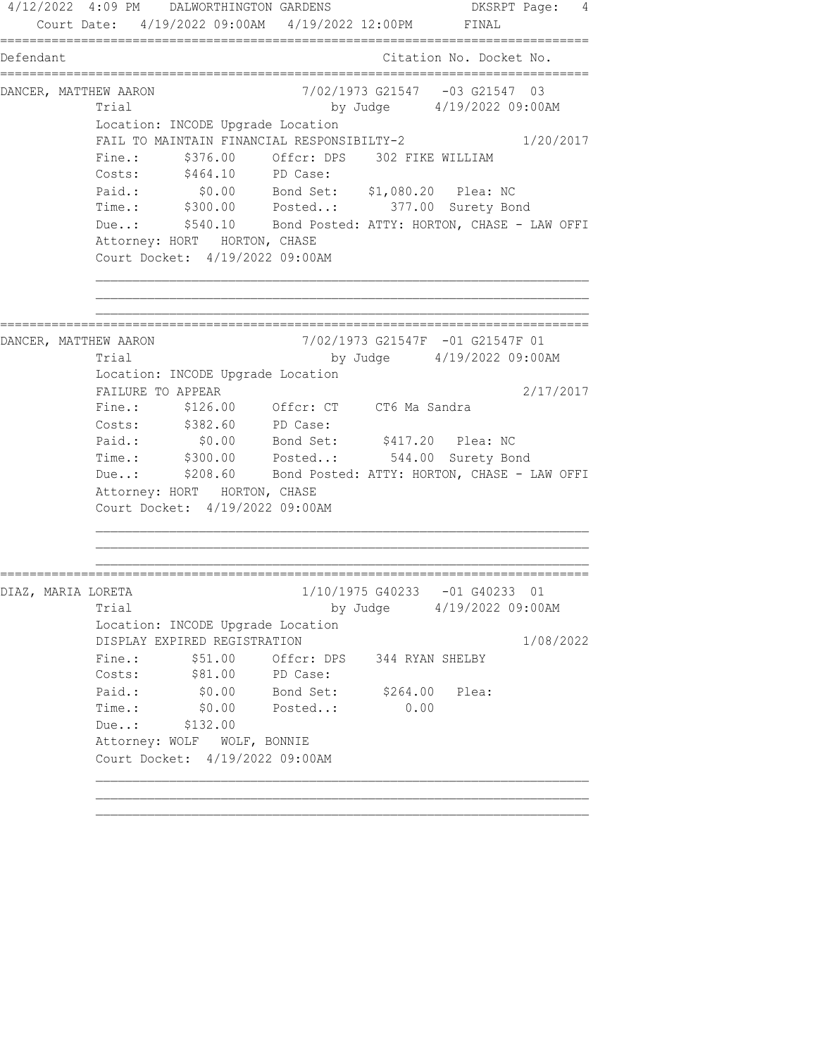4/12/2022 4:09 PM DALWORTHINGTON GARDENS DKSRPT Page: 4
Court Date: 4/19/2022 09:00AM 4/19/2022 12:00PM FINAL

```
==============================================================================
Defendant                                          Citation No. Docket No.
==============================================================================
DANCER, MATTHEW AARON               7/02/1973 G21547   -03 G21547  03
            Trial                             by Judge      4/19/2022 09:00AM
            Location: INCODE Upgrade Location
            FAIL TO MAINTAIN FINANCIAL RESPONSIBILTY-2                 1/20/2017
            Fine.:      $376.00     Offcr: DPS    302 FIKE WILLIAM
            Costs:      $464.10     PD Case:
            Paid.:        $0.00     Bond Set:    $1,080.20   Plea: NC
            Time.:      $300.00     Posted..:       377.00  Surety Bond
            Due..:      $540.10     Bond Posted: ATTY: HORTON, CHASE - LAW OFFI
            Attorney: HORT   HORTON, CHASE
            Court Docket:  4/19/2022 09:00AM

            ________________________________________________________________
            ________________________________________________________________
            ________________________________________________________________
==============================================================================
DANCER, MATTHEW AARON               7/02/1973 G21547F  -01 G21547F 01
            Trial                             by Judge      4/19/2022 09:00AM
            Location: INCODE Upgrade Location
            FAILURE TO APPEAR                                          2/17/2017
            Fine.:      $126.00     Offcr: CT     CT6 Ma Sandra
            Costs:      $382.60     PD Case:
            Paid.:        $0.00     Bond Set:      $417.20   Plea: NC
            Time.:      $300.00     Posted..:       544.00  Surety Bond
            Due..:      $208.60     Bond Posted: ATTY: HORTON, CHASE - LAW OFFI
            Attorney: HORT   HORTON, CHASE
            Court Docket:  4/19/2022 09:00AM

            ________________________________________________________________
            ________________________________________________________________
            ________________________________________________________________
==============================================================================
DIAZ, MARIA LORETA                  1/10/1975 G40233   -01 G40233  01
            Trial                             by Judge      4/19/2022 09:00AM
            Location: INCODE Upgrade Location
            DISPLAY EXPIRED REGISTRATION                               1/08/2022
            Fine.:       $51.00     Offcr: DPS    344 RYAN SHELBY
            Costs:       $81.00     PD Case:
            Paid.:        $0.00     Bond Set:      $264.00   Plea:
            Time.:        $0.00     Posted..:         0.00
            Due..:      $132.00
            Attorney: WOLF   WOLF, BONNIE
            Court Docket:  4/19/2022 09:00AM

            ________________________________________________________________
            ________________________________________________________________
            ________________________________________________________________
```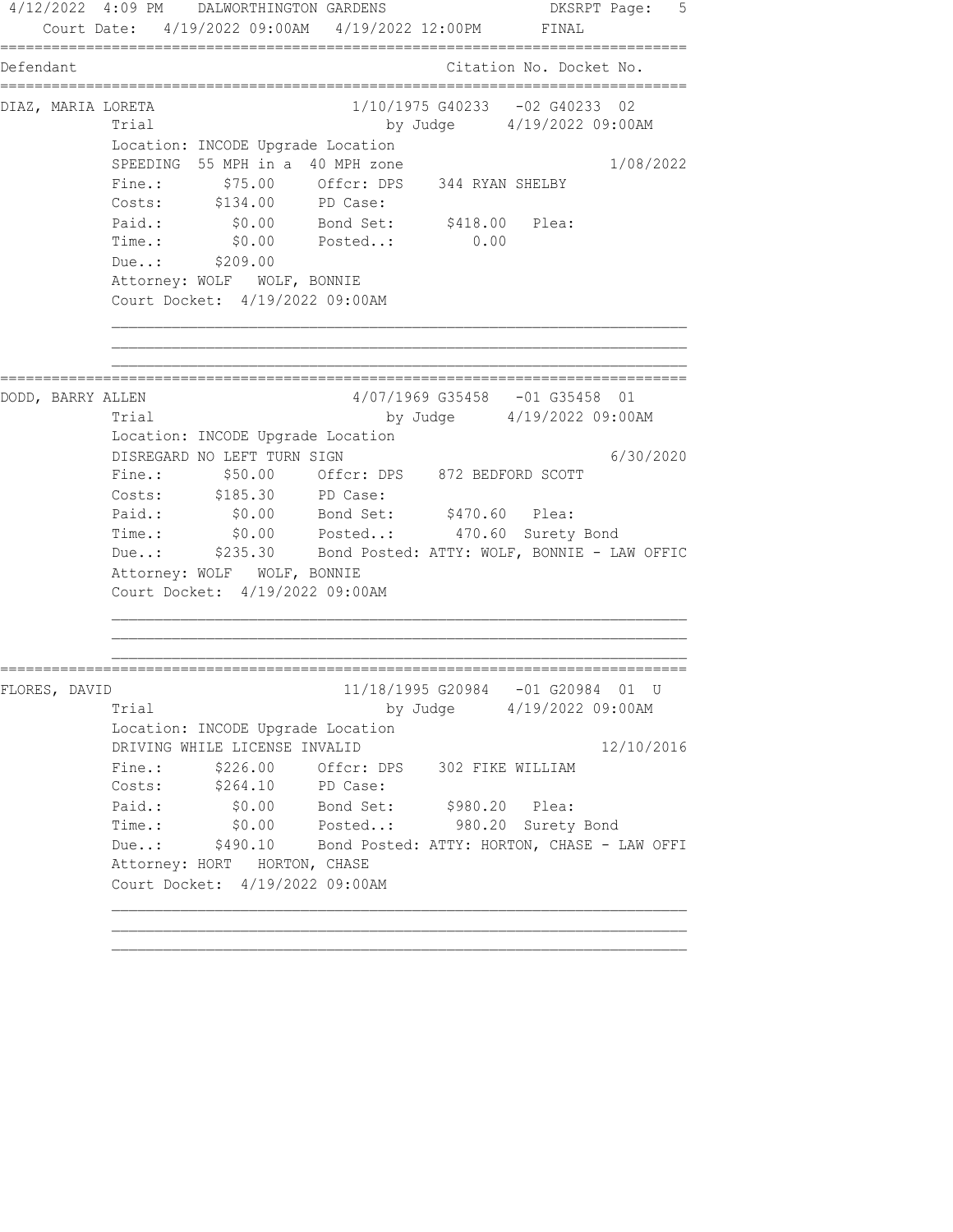4/12/2022 4:09 PM DALWORTHINGTON GARDENS DKSRPT Page: 5
Court Date: 4/19/2022 09:00AM 4/19/2022 12:00PM FINAL

```
================================================================================
Defendant                                        Citation No. Docket No.
================================================================================
DIAZ, MARIA LORETA                  1/10/1975 G40233   -02 G40233  02
          Trial                             by Judge      4/19/2022 09:00AM
          Location: INCODE Upgrade Location
          SPEEDING  55 MPH in a  40 MPH zone                           1/08/2022
          Fine.:       $75.00     Offcr: DPS    344 RYAN SHELBY
          Costs:      $134.00     PD Case:
          Paid.:        $0.00     Bond Set:      $418.00   Plea:
          Time.:        $0.00     Posted..:         0.00
          Due..:      $209.00
          Attorney: WOLF   WOLF, BONNIE
          Court Docket:  4/19/2022 09:00AM

          ______________________________________________________________________
          ______________________________________________________________________
          ______________________________________________________________________
================================================================================
DODD, BARRY ALLEN                   4/07/1969 G35458   -01 G35458  01
          Trial                             by Judge      4/19/2022 09:00AM
          Location: INCODE Upgrade Location
          DISREGARD NO LEFT TURN SIGN                                  6/30/2020
          Fine.:       $50.00     Offcr: DPS    872 BEDFORD SCOTT
          Costs:      $185.30     PD Case:
          Paid.:        $0.00     Bond Set:      $470.60   Plea:
          Time.:        $0.00     Posted..:       470.60  Surety Bond
          Due..:      $235.30     Bond Posted: ATTY: WOLF, BONNIE - LAW OFFIC
          Attorney: WOLF   WOLF, BONNIE
          Court Docket:  4/19/2022 09:00AM

          ______________________________________________________________________
          ______________________________________________________________________
          ______________________________________________________________________
================================================================================
FLORES, DAVID                       11/18/1995 G20984  -01 G20984  01  U
          Trial                             by Judge      4/19/2022 09:00AM
          Location: INCODE Upgrade Location
          DRIVING WHILE LICENSE INVALID                               12/10/2016
          Fine.:      $226.00     Offcr: DPS    302 FIKE WILLIAM
          Costs:      $264.10     PD Case:
          Paid.:        $0.00     Bond Set:      $980.20   Plea:
          Time.:        $0.00     Posted..:       980.20  Surety Bond
          Due..:      $490.10     Bond Posted: ATTY: HORTON, CHASE - LAW OFFI
          Attorney: HORT   HORTON, CHASE
          Court Docket:  4/19/2022 09:00AM

          ______________________________________________________________________
          ______________________________________________________________________
          ______________________________________________________________________
```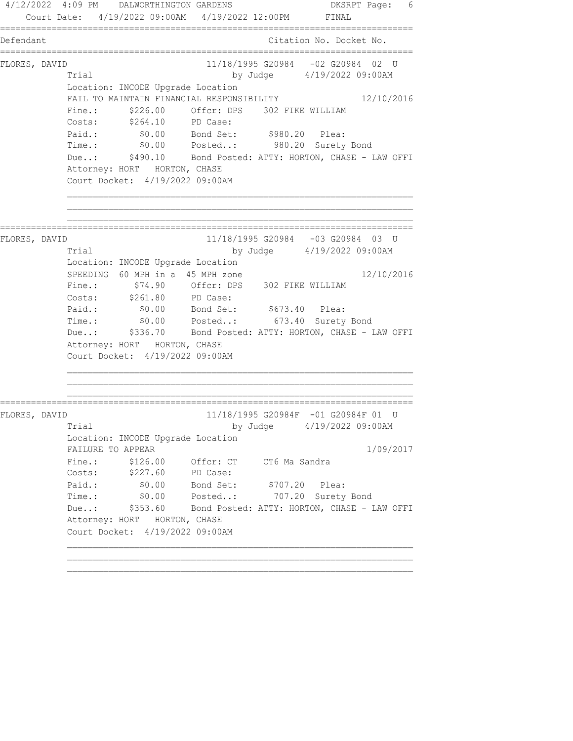4/12/2022 4:09 PM DALWORTHINGTON GARDENS DKSRPT Page: 6

Court Date: 4/19/2022 09:00AM 4/19/2022 12:00PM FINAL

```
================================================================================
Defendant                                          Citation No. Docket No.
================================================================================
FLORES, DAVID                     11/18/1995 G20984   -02 G20984  02  U
          Trial                            by Judge      4/19/2022 09:00AM
          Location: INCODE Upgrade Location
          FAIL TO MAINTAIN FINANCIAL RESPONSIBILITY                12/10/2016
          Fine.:      $226.00     Offcr: DPS    302 FIKE WILLIAM
          Costs:      $264.10     PD Case:
          Paid.:        $0.00     Bond Set:      $980.20   Plea:
          Time.:        $0.00     Posted..:       980.20  Surety Bond
          Due..:      $490.10     Bond Posted: ATTY: HORTON, CHASE - LAW OFFI
          Attorney: HORT   HORTON, CHASE
          Court Docket:  4/19/2022 09:00AM

          ________________________________________________________________
          ________________________________________________________________
          ________________________________________________________________
================================================================================
FLORES, DAVID                     11/18/1995 G20984   -03 G20984  03  U
          Trial                            by Judge      4/19/2022 09:00AM
          Location: INCODE Upgrade Location
          SPEEDING  60 MPH in a  45 MPH zone                       12/10/2016
          Fine.:       $74.90     Offcr: DPS    302 FIKE WILLIAM
          Costs:      $261.80     PD Case:
          Paid.:        $0.00     Bond Set:      $673.40   Plea:
          Time.:        $0.00     Posted..:       673.40  Surety Bond
          Due..:      $336.70     Bond Posted: ATTY: HORTON, CHASE - LAW OFFI
          Attorney: HORT   HORTON, CHASE
          Court Docket:  4/19/2022 09:00AM

          ________________________________________________________________
          ________________________________________________________________
          ________________________________________________________________
================================================================================
FLORES, DAVID                     11/18/1995 G20984F  -01 G20984F 01  U
          Trial                            by Judge      4/19/2022 09:00AM
          Location: INCODE Upgrade Location
          FAILURE TO APPEAR                                         1/09/2017
          Fine.:      $126.00     Offcr: CT     CT6 Ma Sandra
          Costs:      $227.60     PD Case:
          Paid.:        $0.00     Bond Set:      $707.20   Plea:
          Time.:        $0.00     Posted..:       707.20  Surety Bond
          Due..:      $353.60     Bond Posted: ATTY: HORTON, CHASE - LAW OFFI
          Attorney: HORT   HORTON, CHASE
          Court Docket:  4/19/2022 09:00AM

          ________________________________________________________________
          ________________________________________________________________
          ________________________________________________________________
```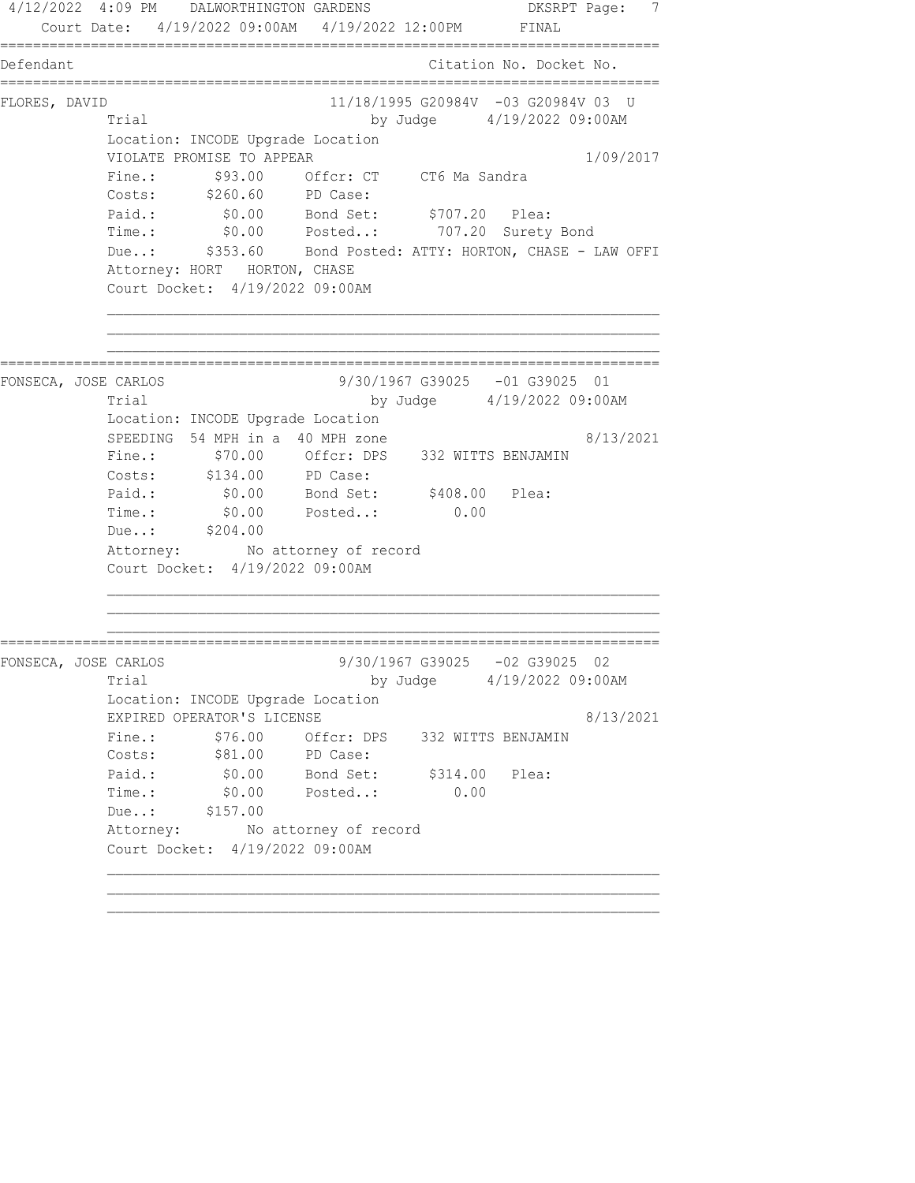Court Date: 4/19/2022 09:00AM 4/19/2022 12:00PM FINAL

```
===========================================================================
Defendant                                      Citation No. Docket No.
===========================================================================
FLORES, DAVID                      11/18/1995 G20984V  -03 G20984V 03  U
          Trial                             by Judge      4/19/2022 09:00AM
          Location: INCODE Upgrade Location
          VIOLATE PROMISE TO APPEAR                                 1/09/2017
          Fine.:       $93.00     Offcr: CT     CT6 Ma Sandra
          Costs:      $260.60     PD Case:
          Paid.:        $0.00     Bond Set:      $707.20   Plea:
          Time.:        $0.00     Posted..:       707.20  Surety Bond
          Due..:      $353.60     Bond Posted: ATTY: HORTON, CHASE - LAW OFFI
          Attorney: HORT   HORTON, CHASE
          Court Docket:  4/19/2022 09:00AM

          ______________________________________________________________
          ______________________________________________________________
          ______________________________________________________________
===========================================================================
FONSECA, JOSE CARLOS                9/30/1967 G39025   -01 G39025  01
          Trial                             by Judge      4/19/2022 09:00AM
          Location: INCODE Upgrade Location
          SPEEDING  54 MPH in a  40 MPH zone                       8/13/2021
          Fine.:       $70.00     Offcr: DPS    332 WITTS BENJAMIN
          Costs:      $134.00     PD Case:
          Paid.:        $0.00     Bond Set:      $408.00   Plea:
          Time.:        $0.00     Posted..:         0.00
          Due..:      $204.00
          Attorney:        No attorney of record
          Court Docket:  4/19/2022 09:00AM

          ______________________________________________________________
          ______________________________________________________________
          ______________________________________________________________
===========================================================================
FONSECA, JOSE CARLOS                9/30/1967 G39025   -02 G39025  02
          Trial                             by Judge      4/19/2022 09:00AM
          Location: INCODE Upgrade Location
          EXPIRED OPERATOR'S LICENSE                                8/13/2021
          Fine.:       $76.00     Offcr: DPS    332 WITTS BENJAMIN
          Costs:       $81.00     PD Case:
          Paid.:        $0.00     Bond Set:      $314.00   Plea:
          Time.:        $0.00     Posted..:         0.00
          Due..:      $157.00
          Attorney:        No attorney of record
          Court Docket:  4/19/2022 09:00AM

          ______________________________________________________________
          ______________________________________________________________
          ______________________________________________________________
```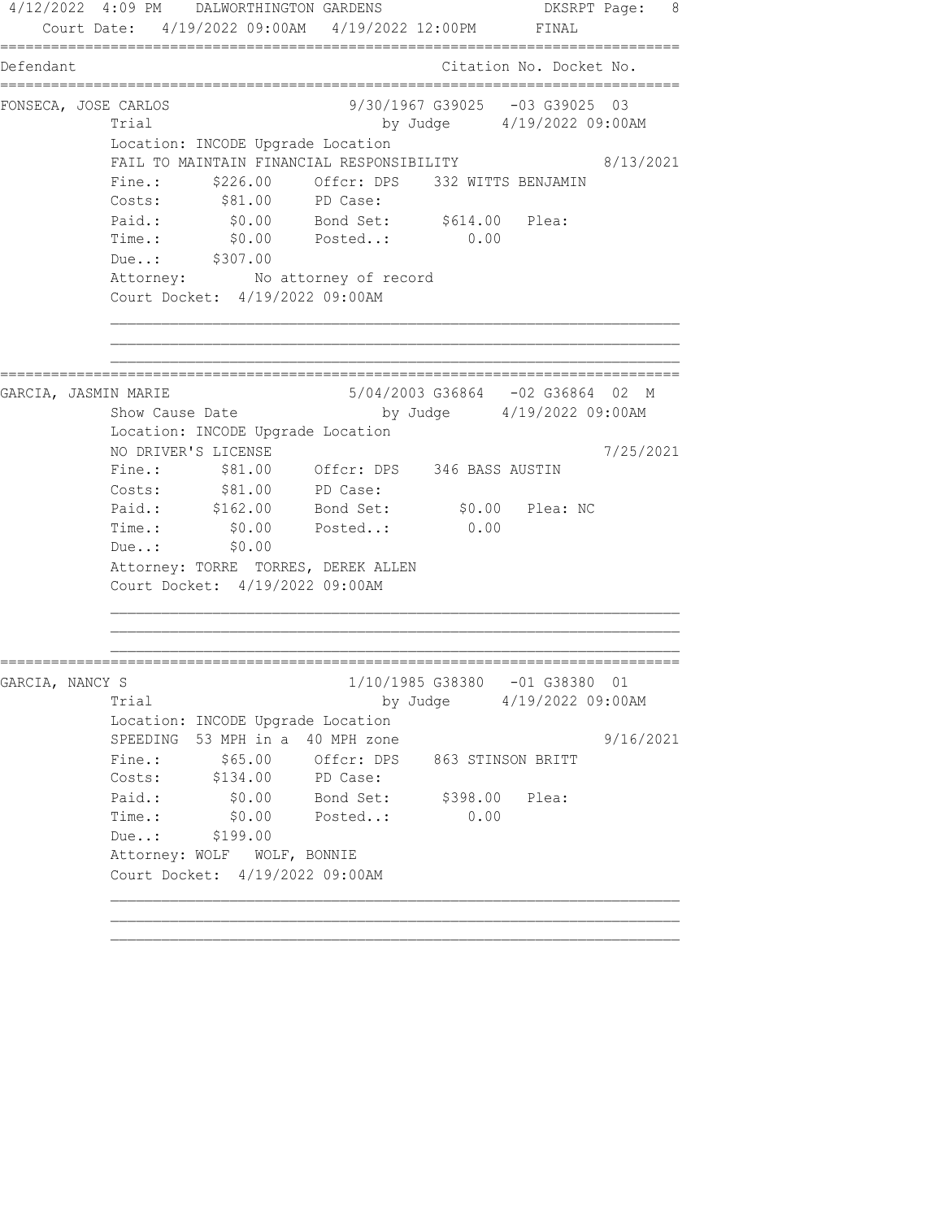4/12/2022 4:09 PM DALWORTHINGTON GARDENS DKSRPT

Court Date: 4/19/2022 09:00AM 4/19/2022 12:00PM FINAL

```
===============================================================================
Defendant                                            Citation No. Docket No.
===============================================================================
FONSECA, JOSE CARLOS                    9/30/1967 G39025   -03 G39025  03
           Trial                            by Judge      4/19/2022 09:00AM
           Location: INCODE Upgrade Location
           FAIL TO MAINTAIN FINANCIAL RESPONSIBILITY                  8/13/2021
           Fine.:      $226.00     Offcr: DPS    332 WITTS BENJAMIN
           Costs:       $81.00     PD Case:
           Paid.:        $0.00     Bond Set:      $614.00   Plea:
           Time.:        $0.00     Posted..:         0.00
           Due..:      $307.00
           Attorney:        No attorney of record
           Court Docket:  4/19/2022 09:00AM

           ____________________________________________________________________
           ____________________________________________________________________
           ____________________________________________________________________
===============================================================================
GARCIA, JASMIN MARIE                    5/04/2003 G36864   -02 G36864  02  M
           Show Cause Date                  by Judge      4/19/2022 09:00AM
           Location: INCODE Upgrade Location
           NO DRIVER'S LICENSE                                        7/25/2021
           Fine.:       $81.00     Offcr: DPS    346 BASS AUSTIN
           Costs:       $81.00     PD Case:
           Paid.:      $162.00     Bond Set:        $0.00   Plea: NC
           Time.:        $0.00     Posted..:         0.00
           Due..:        $0.00
           Attorney: TORRE  TORRES, DEREK ALLEN
           Court Docket:  4/19/2022 09:00AM

           ____________________________________________________________________
           ____________________________________________________________________
           ____________________________________________________________________
===============================================================================
GARCIA, NANCY S                         1/10/1985 G38380   -01 G38380  01
           Trial                            by Judge      4/19/2022 09:00AM
           Location: INCODE Upgrade Location
           SPEEDING  53 MPH in a  40 MPH zone                         9/16/2021
           Fine.:       $65.00     Offcr: DPS    863 STINSON BRITT
           Costs:      $134.00     PD Case:
           Paid.:        $0.00     Bond Set:      $398.00   Plea:
           Time.:        $0.00     Posted..:         0.00
           Due..:      $199.00
           Attorney: WOLF   WOLF, BONNIE
           Court Docket:  4/19/2022 09:00AM

           ____________________________________________________________________
           ____________________________________________________________________
           ____________________________________________________________________
```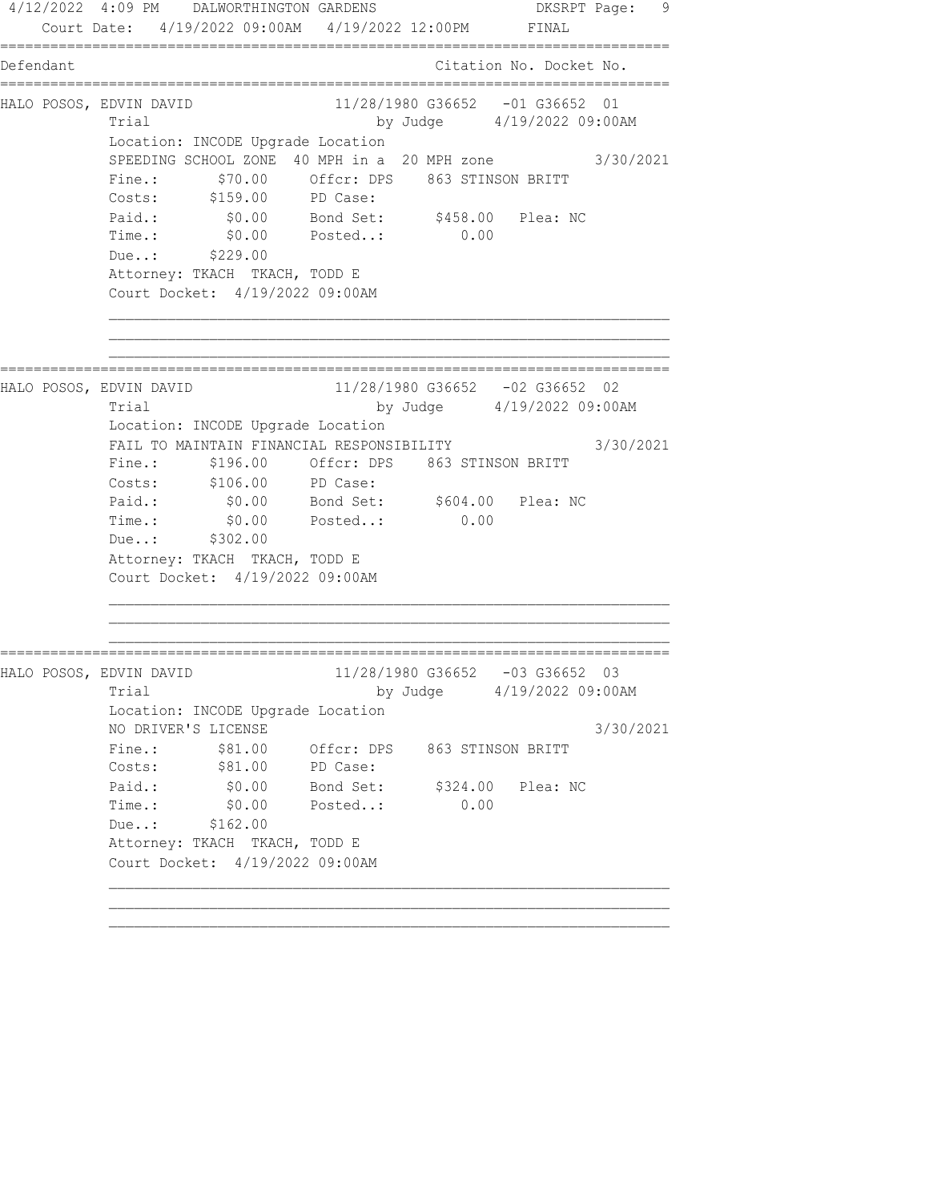4/12/2022 4:09 PM DALWORTHINGTON GARDENS DKSRPT

Court Date: 4/19/2022 09:00AM 4/19/2022 12:00PM FINAL

| Defendant | Citation No. Docket No. |
|---|---|

---

**HALO POSOS, EDVIN DAVID** 11/28/1980 G36652 -01 G36652 01

Trial by Judge 4/19/2022 09:00AM

Location: INCODE Upgrade Location

SPEEDING SCHOOL ZONE 40 MPH in a 20 MPH zone 3/30/2021

| | | | | |
|---|---|---|---|---|
| Fine.: | $70.00 | Offcr: DPS | 863 STINSON BRITT | |
| Costs: | $159.00 | PD Case: | | |
| Paid.: | $0.00 | Bond Set: | $458.00 | Plea: NC |
| Time.: | $0.00 | Posted..: | 0.00 | |
| Due..: | $229.00 | | | |

Attorney: TKACH TKACH, TODD E

Court Docket: 4/19/2022 09:00AM

---

**HALO POSOS, EDVIN DAVID** 11/28/1980 G36652 -02 G36652 02

Trial by Judge 4/19/2022 09:00AM

Location: INCODE Upgrade Location

FAIL TO MAINTAIN FINANCIAL RESPONSIBILITY 3/30/2021

| | | | | |
|---|---|---|---|---|
| Fine.: | $196.00 | Offcr: DPS | 863 STINSON BRITT | |
| Costs: | $106.00 | PD Case: | | |
| Paid.: | $0.00 | Bond Set: | $604.00 | Plea: NC |
| Time.: | $0.00 | Posted..: | 0.00 | |
| Due..: | $302.00 | | | |

Attorney: TKACH TKACH, TODD E

Court Docket: 4/19/2022 09:00AM

---

**HALO POSOS, EDVIN DAVID** 11/28/1980 G36652 -03 G36652 03

Trial by Judge 4/19/2022 09:00AM

Location: INCODE Upgrade Location

NO DRIVER'S LICENSE 3/30/2021

| | | | | |
|---|---|---|---|---|
| Fine.: | $81.00 | Offcr: DPS | 863 STINSON BRITT | |
| Costs: | $81.00 | PD Case: | | |
| Paid.: | $0.00 | Bond Set: | $324.00 | Plea: NC |
| Time.: | $0.00 | Posted..: | 0.00 | |
| Due..: | $162.00 | | | |

Attorney: TKACH TKACH, TODD E

Court Docket: 4/19/2022 09:00AM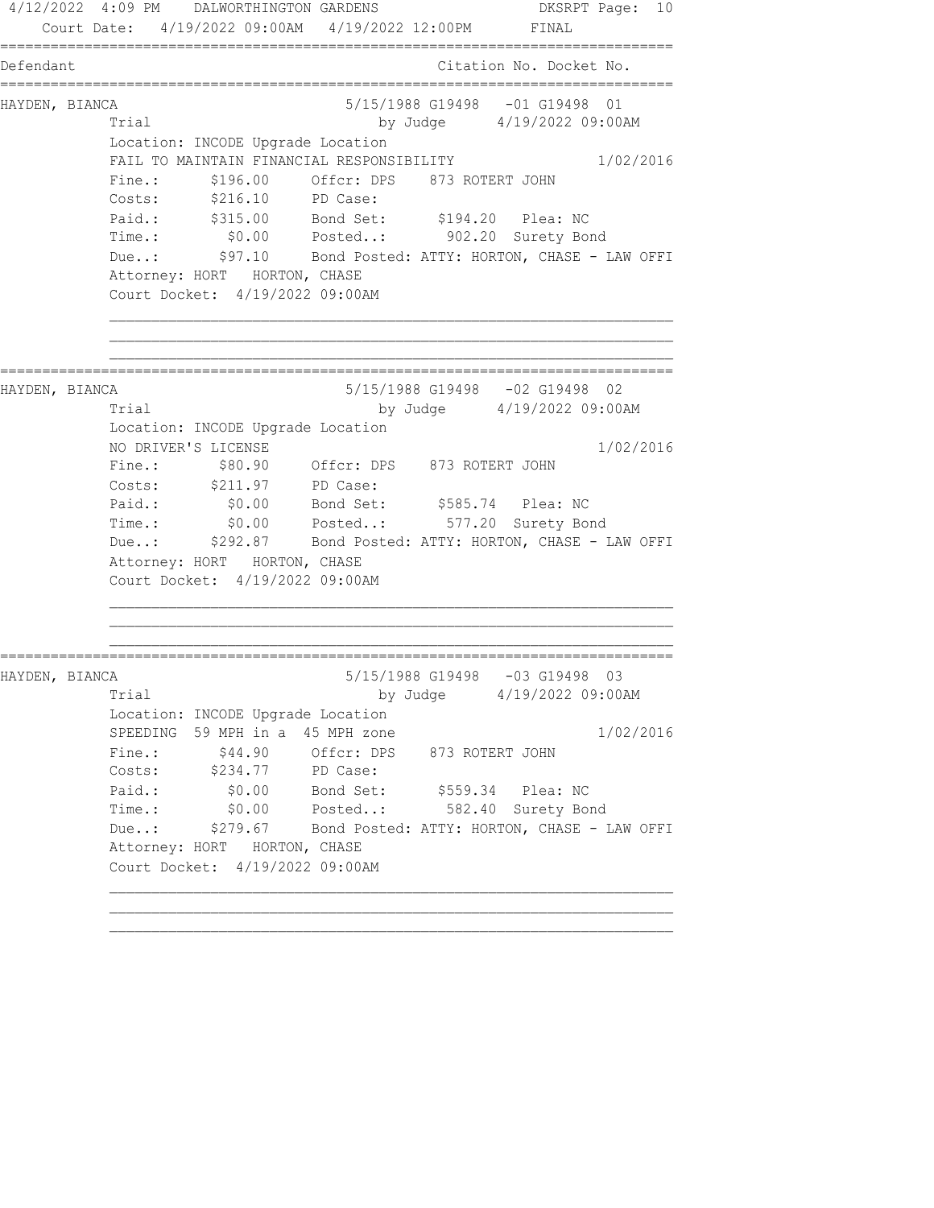4/12/2022 4:09 PM DALWORTHINGTON GARDENS DKSRPT Page: 10
Court Date: 4/19/2022 09:00AM 4/19/2022 12:00PM FINAL

```
================================================================================
Defendant                                          Citation No. Docket No.
================================================================================
HAYDEN, BIANCA                          5/15/1988 G19498   -01 G19498  01
          Trial                                by Judge      4/19/2022 09:00AM
          Location: INCODE Upgrade Location
          FAIL TO MAINTAIN FINANCIAL RESPONSIBILITY                    1/02/2016
          Fine.:      $196.00     Offcr: DPS    873 ROTERT JOHN
          Costs:      $216.10     PD Case:
          Paid.:      $315.00     Bond Set:      $194.20   Plea: NC
          Time.:        $0.00     Posted..:       902.20  Surety Bond
          Due..:       $97.10     Bond Posted: ATTY: HORTON, CHASE - LAW OFFI
          Attorney: HORT   HORTON, CHASE
          Court Docket:  4/19/2022 09:00AM

          ________________________________________________________________
          ________________________________________________________________
          ________________________________________________________________
================================================================================
HAYDEN, BIANCA                          5/15/1988 G19498   -02 G19498  02
          Trial                                by Judge      4/19/2022 09:00AM
          Location: INCODE Upgrade Location
          NO DRIVER'S LICENSE                                          1/02/2016
          Fine.:       $80.90     Offcr: DPS    873 ROTERT JOHN
          Costs:      $211.97     PD Case:
          Paid.:        $0.00     Bond Set:      $585.74   Plea: NC
          Time.:        $0.00     Posted..:       577.20  Surety Bond
          Due..:      $292.87     Bond Posted: ATTY: HORTON, CHASE - LAW OFFI
          Attorney: HORT   HORTON, CHASE
          Court Docket:  4/19/2022 09:00AM

          ________________________________________________________________
          ________________________________________________________________
          ________________________________________________________________
================================================================================
HAYDEN, BIANCA                          5/15/1988 G19498   -03 G19498  03
          Trial                                by Judge      4/19/2022 09:00AM
          Location: INCODE Upgrade Location
          SPEEDING  59 MPH in a  45 MPH zone                           1/02/2016
          Fine.:       $44.90     Offcr: DPS    873 ROTERT JOHN
          Costs:      $234.77     PD Case:
          Paid.:        $0.00     Bond Set:      $559.34   Plea: NC
          Time.:        $0.00     Posted..:       582.40  Surety Bond
          Due..:      $279.67     Bond Posted: ATTY: HORTON, CHASE - LAW OFFI
          Attorney: HORT   HORTON, CHASE
          Court Docket:  4/19/2022 09:00AM

          ________________________________________________________________
          ________________________________________________________________
          ________________________________________________________________
```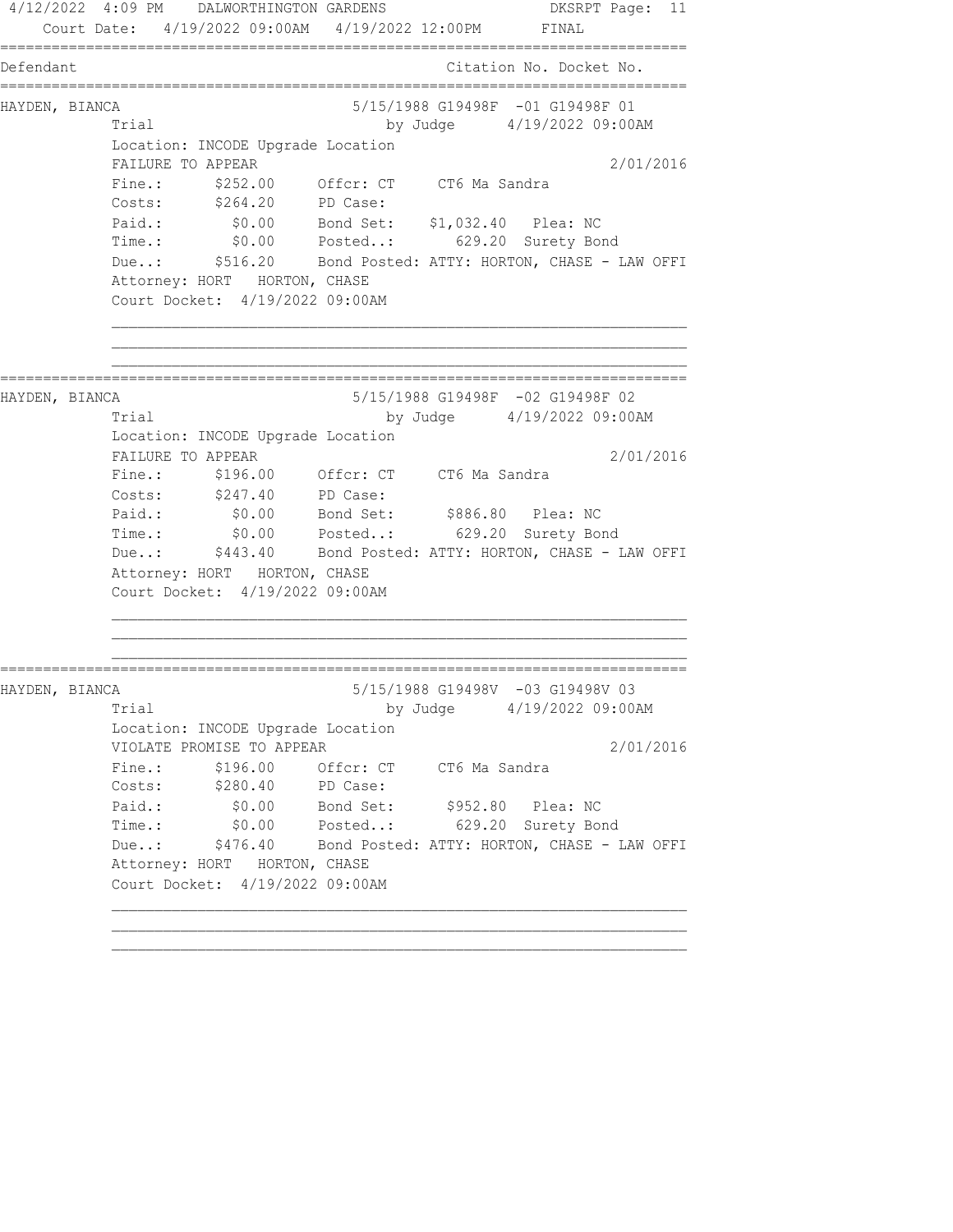4/12/2022 4:09 PM DALWORTHINGTON GARDENS DKSRPT Page: 11
Court Date: 4/19/2022 09:00AM 4/19/2022 12:00PM FINAL

| Defendant | Citation No. Docket No. |
|---|---|

---

**HAYDEN, BIANCA** — 5/15/1988 G19498F -01 G19498F 01

Trial by Judge 4/19/2022 09:00AM
Location: INCODE Upgrade Location
FAILURE TO APPEAR 2/01/2016

| | | | |
|---|---|---|---|
| Fine.: | $252.00 | Offcr: CT | CT6 Ma Sandra |
| Costs: | $264.20 | PD Case: | |
| Paid.: | $0.00 | Bond Set: | $1,032.40 Plea: NC |
| Time.: | $0.00 | Posted..: | 629.20 Surety Bond |
| Due..: | $516.20 | Bond Posted: | ATTY: HORTON, CHASE - LAW OFFI |

Attorney: HORT HORTON, CHASE
Court Docket: 4/19/2022 09:00AM

---

**HAYDEN, BIANCA** — 5/15/1988 G19498F -02 G19498F 02

Trial by Judge 4/19/2022 09:00AM
Location: INCODE Upgrade Location
FAILURE TO APPEAR 2/01/2016

| | | | |
|---|---|---|---|
| Fine.: | $196.00 | Offcr: CT | CT6 Ma Sandra |
| Costs: | $247.40 | PD Case: | |
| Paid.: | $0.00 | Bond Set: | $886.80 Plea: NC |
| Time.: | $0.00 | Posted..: | 629.20 Surety Bond |
| Due..: | $443.40 | Bond Posted: | ATTY: HORTON, CHASE - LAW OFFI |

Attorney: HORT HORTON, CHASE
Court Docket: 4/19/2022 09:00AM

---

**HAYDEN, BIANCA** — 5/15/1988 G19498V -03 G19498V 03

Trial by Judge 4/19/2022 09:00AM
Location: INCODE Upgrade Location
VIOLATE PROMISE TO APPEAR 2/01/2016

| | | | |
|---|---|---|---|
| Fine.: | $196.00 | Offcr: CT | CT6 Ma Sandra |
| Costs: | $280.40 | PD Case: | |
| Paid.: | $0.00 | Bond Set: | $952.80 Plea: NC |
| Time.: | $0.00 | Posted..: | 629.20 Surety Bond |
| Due..: | $476.40 | Bond Posted: | ATTY: HORTON, CHASE - LAW OFFI |

Attorney: HORT HORTON, CHASE
Court Docket: 4/19/2022 09:00AM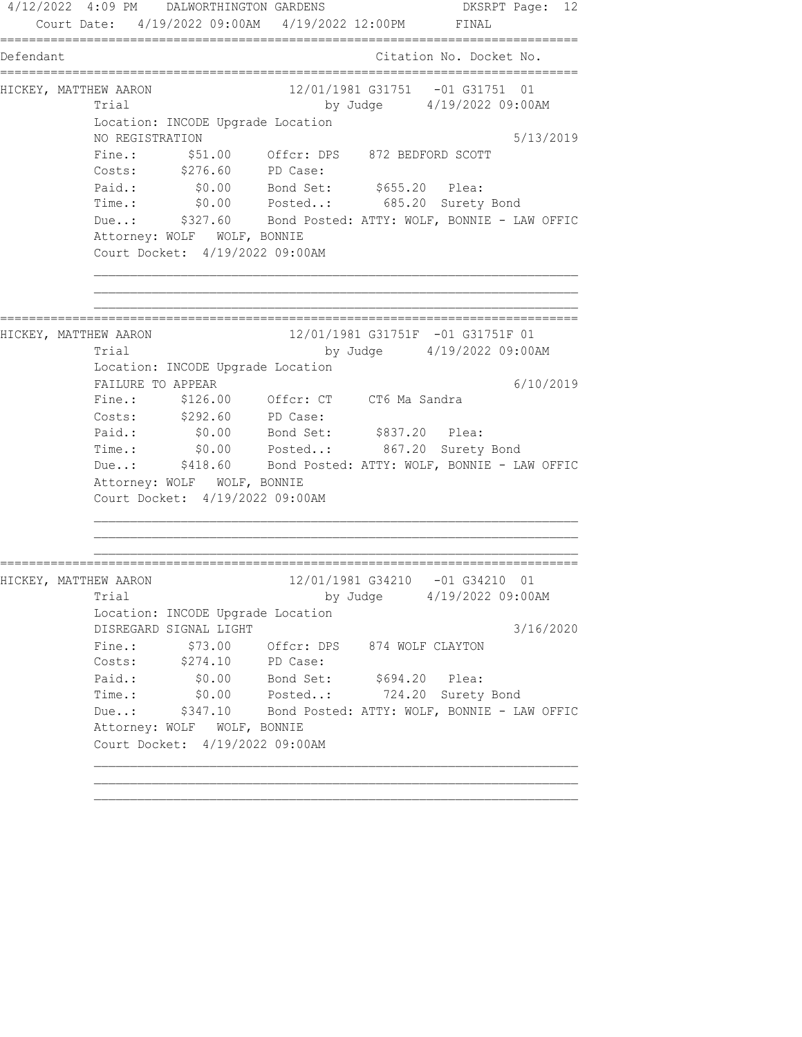Court Date: 4/19/2022 09:00AM 4/19/2022 12:00PM FINAL

| Defendant | Citation No. Docket No. |
|---|---|

**HICKEY, MATTHEW AARON** — 12/01/1981 G31751 -01 G31751 01

Trial — by Judge 4/19/2022 09:00AM

Location: INCODE Upgrade Location

NO REGISTRATION — 5/13/2019

| | | | |
|---|---|---|---|
| Fine.: | $51.00 | Offcr: DPS | 872 BEDFORD SCOTT |
| Costs: | $276.60 | PD Case: | |
| Paid.: | $0.00 | Bond Set: | $655.20 Plea: |
| Time.: | $0.00 | Posted..: | 685.20 Surety Bond |
| Due..: | $327.60 | Bond Posted: | ATTY: WOLF, BONNIE - LAW OFFIC |

Attorney: WOLF WOLF, BONNIE

Court Docket: 4/19/2022 09:00AM

---

**HICKEY, MATTHEW AARON** — 12/01/1981 G31751F -01 G31751F 01

Trial — by Judge 4/19/2022 09:00AM

Location: INCODE Upgrade Location

FAILURE TO APPEAR — 6/10/2019

| | | | |
|---|---|---|---|
| Fine.: | $126.00 | Offcr: CT | CT6 Ma Sandra |
| Costs: | $292.60 | PD Case: | |
| Paid.: | $0.00 | Bond Set: | $837.20 Plea: |
| Time.: | $0.00 | Posted..: | 867.20 Surety Bond |
| Due..: | $418.60 | Bond Posted: | ATTY: WOLF, BONNIE - LAW OFFIC |

Attorney: WOLF WOLF, BONNIE

Court Docket: 4/19/2022 09:00AM

---

**HICKEY, MATTHEW AARON** — 12/01/1981 G34210 -01 G34210 01

Trial — by Judge 4/19/2022 09:00AM

Location: INCODE Upgrade Location

DISREGARD SIGNAL LIGHT — 3/16/2020

| | | | |
|---|---|---|---|
| Fine.: | $73.00 | Offcr: DPS | 874 WOLF CLAYTON |
| Costs: | $274.10 | PD Case: | |
| Paid.: | $0.00 | Bond Set: | $694.20 Plea: |
| Time.: | $0.00 | Posted..: | 724.20 Surety Bond |
| Due..: | $347.10 | Bond Posted: | ATTY: WOLF, BONNIE - LAW OFFIC |

Attorney: WOLF WOLF, BONNIE

Court Docket: 4/19/2022 09:00AM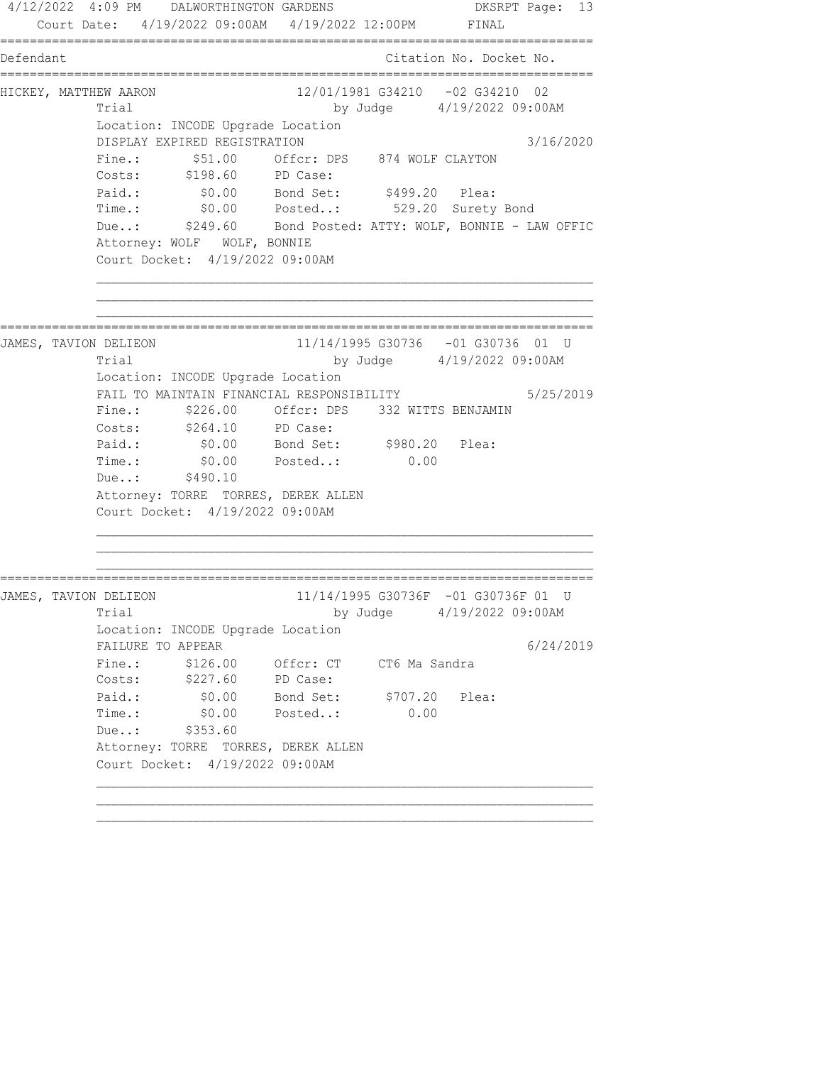4/12/2022 4:09 PM DALWORTHINGTON GARDENS DKSRPT Page: 13

Court Date: 4/19/2022 09:00AM 4/19/2022 12:00PM FINAL

| Defendant | Citation No. | Docket No. |
|---|---|---|

**HICKEY, MATTHEW AARON** 12/01/1981 G34210 -02 G34210 02

Trial by Judge 4/19/2022 09:00AM

Location: INCODE Upgrade Location

DISPLAY EXPIRED REGISTRATION 3/16/2020

Fine.: $51.00 Offcr: DPS 874 WOLF CLAYTON

Costs: $198.60 PD Case:

Paid.: $0.00 Bond Set: $499.20 Plea:

Time.: $0.00 Posted..: 529.20 Surety Bond

Due..: $249.60 Bond Posted: ATTY: WOLF, BONNIE - LAW OFFIC

Attorney: WOLF WOLF, BONNIE

Court Docket: 4/19/2022 09:00AM

---

**JAMES, TAVION DELIEON** 11/14/1995 G30736 -01 G30736 01 U

Trial by Judge 4/19/2022 09:00AM

Location: INCODE Upgrade Location

FAIL TO MAINTAIN FINANCIAL RESPONSIBILITY 5/25/2019

Fine.: $226.00 Offcr: DPS 332 WITTS BENJAMIN

Costs: $264.10 PD Case:

Paid.: $0.00 Bond Set: $980.20 Plea:

Time.: $0.00 Posted..: 0.00

Due..: $490.10

Attorney: TORRE TORRES, DEREK ALLEN

Court Docket: 4/19/2022 09:00AM

---

**JAMES, TAVION DELIEON** 11/14/1995 G30736F -01 G30736F 01 U

Trial by Judge 4/19/2022 09:00AM

Location: INCODE Upgrade Location

FAILURE TO APPEAR 6/24/2019

Fine.: $126.00 Offcr: CT CT6 Ma Sandra

Costs: $227.60 PD Case:

Paid.: $0.00 Bond Set: $707.20 Plea:

Time.: $0.00 Posted..: 0.00

Due..: $353.60

Attorney: TORRE TORRES, DEREK ALLEN

Court Docket: 4/19/2022 09:00AM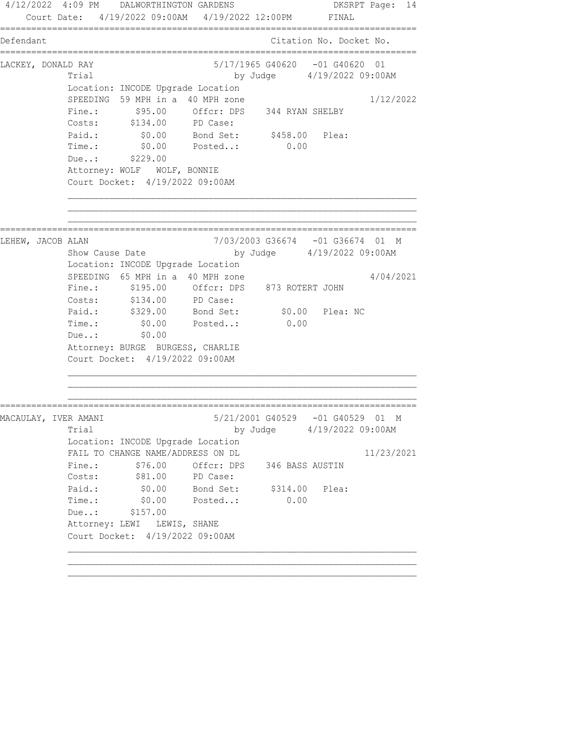4/12/2022 4:09 PM DALWORTHINGTON GARDENS

Court Date: 4/19/2022 09:00AM 4/19/2022 12:00PM FINAL

| Defendant | | Citation No. | Docket No. |
|---|---|---|---|

**LACKEY, DONALD RAY** 5/17/1965 G40620 -01 G40620 01

Trial by Judge 4/19/2022 09:00AM

Location: INCODE Upgrade Location

SPEEDING 59 MPH in a 40 MPH zone 1/12/2022

Fine.: $95.00 Offcr: DPS 344 RYAN SHELBY

Costs: $134.00 PD Case:

Paid.: $0.00 Bond Set: $458.00 Plea:

Time.: $0.00 Posted..: 0.00

Due..: $229.00

Attorney: WOLF WOLF, BONNIE

Court Docket: 4/19/2022 09:00AM

---

**LEHEW, JACOB ALAN** 7/03/2003 G36674 -01 G36674 01 M

Show Cause Date by Judge 4/19/2022 09:00AM

Location: INCODE Upgrade Location

SPEEDING 65 MPH in a 40 MPH zone 4/04/2021

Fine.: $195.00 Offcr: DPS 873 ROTERT JOHN

Costs: $134.00 PD Case:

Paid.: $329.00 Bond Set: $0.00 Plea: NC

Time.: $0.00 Posted..: 0.00

Due..: $0.00

Attorney: BURGE BURGESS, CHARLIE

Court Docket: 4/19/2022 09:00AM

---

**MACAULAY, IVER AMANI** 5/21/2001 G40529 -01 G40529 01 M

Trial by Judge 4/19/2022 09:00AM

Location: INCODE Upgrade Location

FAIL TO CHANGE NAME/ADDRESS ON DL 11/23/2021

Fine.: $76.00 Offcr: DPS 346 BASS AUSTIN

Costs: $81.00 PD Case:

Paid.: $0.00 Bond Set: $314.00 Plea:

Time.: $0.00 Posted..: 0.00

Due..: $157.00

Attorney: LEWI LEWIS, SHANE

Court Docket: 4/19/2022 09:00AM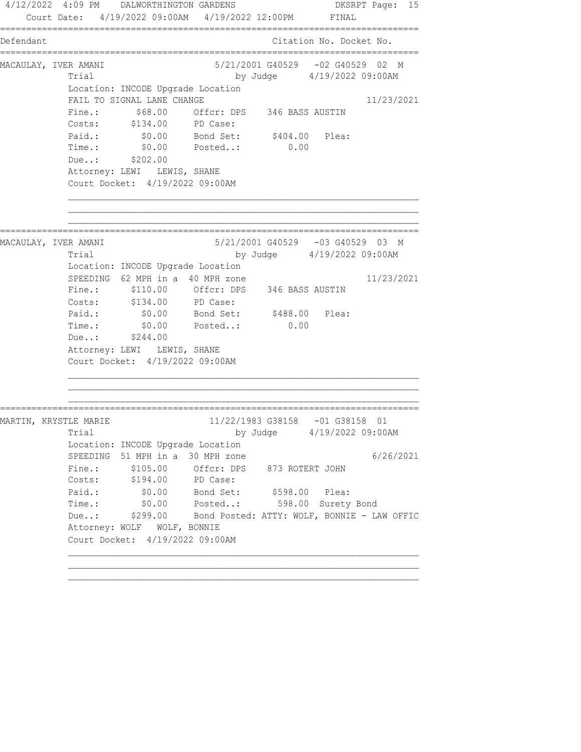4/12/2022 4:09 PM DALWORTHINGTON GARDENS DKSRPT

Court Date: 4/19/2022 09:00AM 4/19/2022 12:00PM FINAL

```
===============================================================================
Defendant                                        Citation No. Docket No.
===============================================================================
MACAULAY, IVER AMANI                5/21/2001 G40529   -02 G40529  02  M
             Trial                           by Judge      4/19/2022 09:00AM
             Location: INCODE Upgrade Location
             FAIL TO SIGNAL LANE CHANGE                                 11/23/2021
             Fine.:       $68.00     Offcr: DPS    346 BASS AUSTIN
             Costs:      $134.00     PD Case:
             Paid.:        $0.00     Bond Set:      $404.00   Plea:
             Time.:        $0.00     Posted..:         0.00
             Due..:      $202.00
             Attorney: LEWI   LEWIS, SHANE
             Court Docket:  4/19/2022 09:00AM

             _________________________________________________________________
             _________________________________________________________________
             _________________________________________________________________
===============================================================================
MACAULAY, IVER AMANI                5/21/2001 G40529   -03 G40529  03  M
             Trial                           by Judge      4/19/2022 09:00AM
             Location: INCODE Upgrade Location
             SPEEDING  62 MPH in a  40 MPH zone                         11/23/2021
             Fine.:      $110.00     Offcr: DPS    346 BASS AUSTIN
             Costs:      $134.00     PD Case:
             Paid.:        $0.00     Bond Set:      $488.00   Plea:
             Time.:        $0.00     Posted..:         0.00
             Due..:      $244.00
             Attorney: LEWI   LEWIS, SHANE
             Court Docket:  4/19/2022 09:00AM

             _________________________________________________________________
             _________________________________________________________________
             _________________________________________________________________
===============================================================================
MARTIN, KRYSTLE MARIE              11/22/1983 G38158   -01 G38158  01
             Trial                           by Judge      4/19/2022 09:00AM
             Location: INCODE Upgrade Location
             SPEEDING  51 MPH in a  30 MPH zone                          6/26/2021
             Fine.:      $105.00     Offcr: DPS    873 ROTERT JOHN
             Costs:      $194.00     PD Case:
             Paid.:        $0.00     Bond Set:      $598.00   Plea:
             Time.:        $0.00     Posted..:       598.00  Surety Bond
             Due..:      $299.00     Bond Posted: ATTY: WOLF, BONNIE - LAW OFFIC
             Attorney: WOLF   WOLF, BONNIE
             Court Docket:  4/19/2022 09:00AM

             _________________________________________________________________
             _________________________________________________________________
             _________________________________________________________________
```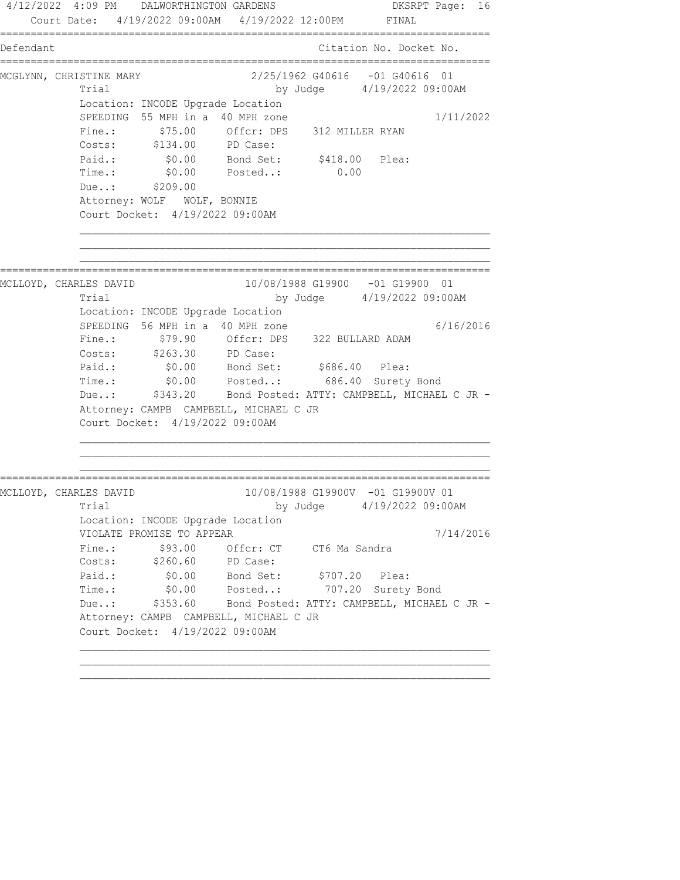Court Date: 4/19/2022 09:00AM 4/19/2022 12:00PM FINAL

```
===============================================================================
Defendant                                          Citation No. Docket No.
===============================================================================
MCGLYNN, CHRISTINE MARY              2/25/1962 G40616   -01 G40616  01
             Trial                            by Judge      4/19/2022 09:00AM
             Location: INCODE Upgrade Location
             SPEEDING  55 MPH in a  40 MPH zone                         1/11/2022
             Fine.:      $75.00     Offcr: DPS    312 MILLER RYAN
             Costs:     $134.00     PD Case:
             Paid.:       $0.00     Bond Set:      $418.00   Plea:
             Time.:       $0.00     Posted..:         0.00
             Due..:     $209.00
             Attorney: WOLF   WOLF, BONNIE
             Court Docket:  4/19/2022 09:00AM

             ________________________________________________________________
             ________________________________________________________________
             ________________________________________________________________
===============================================================================
MCLLOYD, CHARLES DAVID               10/08/1988 G19900   -01 G19900  01
             Trial                            by Judge      4/19/2022 09:00AM
             Location: INCODE Upgrade Location
             SPEEDING  56 MPH in a  40 MPH zone                         6/16/2016
             Fine.:      $79.90     Offcr: DPS    322 BULLARD ADAM
             Costs:     $263.30     PD Case:
             Paid.:       $0.00     Bond Set:      $686.40   Plea:
             Time.:       $0.00     Posted..:       686.40  Surety Bond
             Due..:     $343.20     Bond Posted: ATTY: CAMPBELL, MICHAEL C JR -
             Attorney: CAMPB  CAMPBELL, MICHAEL C JR
             Court Docket:  4/19/2022 09:00AM

             ________________________________________________________________
             ________________________________________________________________
             ________________________________________________________________
===============================================================================
MCLLOYD, CHARLES DAVID               10/08/1988 G19900V  -01 G19900V 01
             Trial                            by Judge      4/19/2022 09:00AM
             Location: INCODE Upgrade Location
             VIOLATE PROMISE TO APPEAR                                  7/14/2016
             Fine.:      $93.00     Offcr: CT     CT6 Ma Sandra
             Costs:     $260.60     PD Case:
             Paid.:       $0.00     Bond Set:      $707.20   Plea:
             Time.:       $0.00     Posted..:       707.20  Surety Bond
             Due..:     $353.60     Bond Posted: ATTY: CAMPBELL, MICHAEL C JR -
             Attorney: CAMPB  CAMPBELL, MICHAEL C JR
             Court Docket:  4/19/2022 09:00AM

             ________________________________________________________________
             ________________________________________________________________
             ________________________________________________________________
```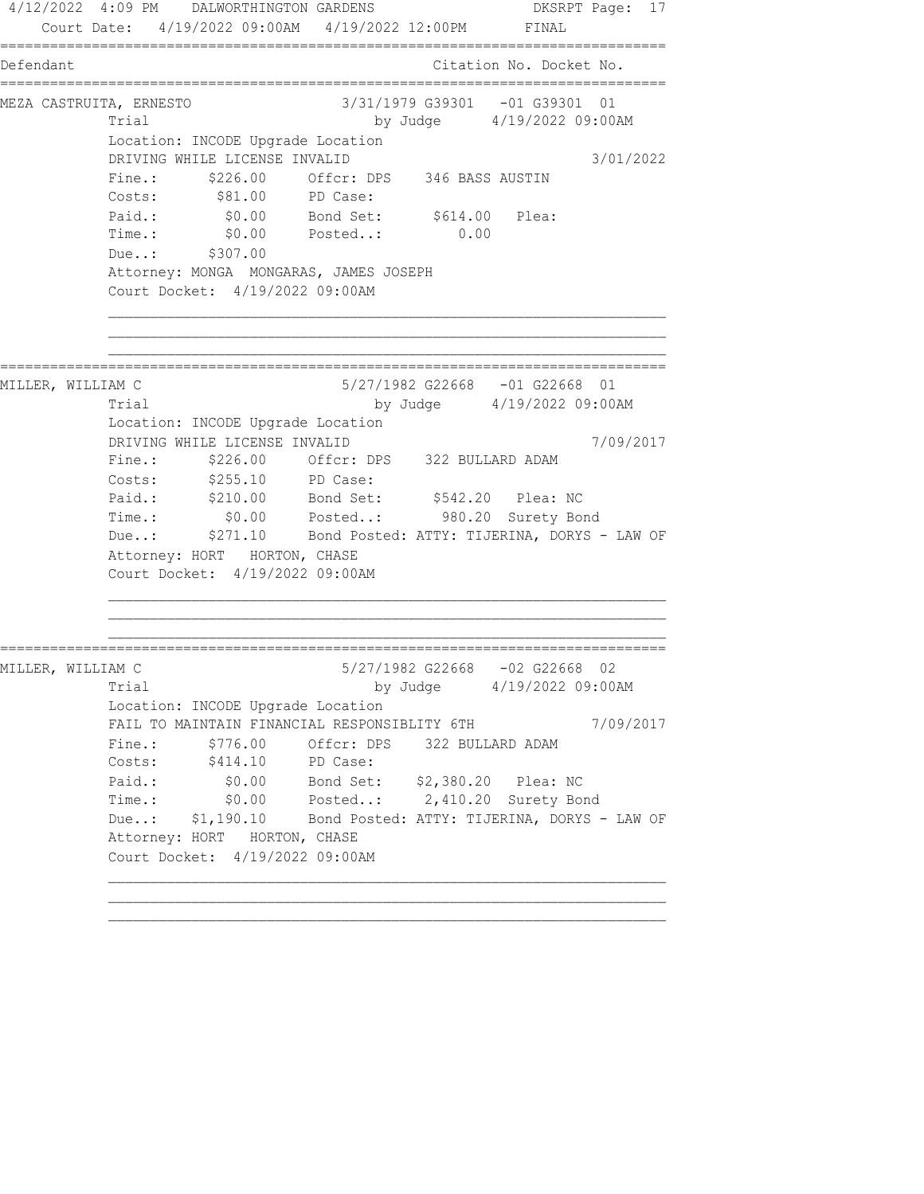Court Date: 4/19/2022 09:00AM 4/19/2022 12:00PM FINAL

```
================================================================================
Defendant                                          Citation No. Docket No.
================================================================================
MEZA CASTRUITA, ERNESTO            3/31/1979 G39301   -01 G39301  01
         Trial                          by Judge      4/19/2022 09:00AM
         Location: INCODE Upgrade Location
         DRIVING WHILE LICENSE INVALID                              3/01/2022
         Fine.:      $226.00     Offcr: DPS    346 BASS AUSTIN
         Costs:       $81.00     PD Case:
         Paid.:        $0.00     Bond Set:      $614.00   Plea:
         Time.:        $0.00     Posted..:         0.00
         Due..:      $307.00
         Attorney: MONGA  MONGARAS, JAMES JOSEPH
         Court Docket:  4/19/2022 09:00AM
         ______________________________________________________________
         ______________________________________________________________
         ______________________________________________________________
================================================================================
MILLER, WILLIAM C                  5/27/1982 G22668   -01 G22668  01
         Trial                          by Judge      4/19/2022 09:00AM
         Location: INCODE Upgrade Location
         DRIVING WHILE LICENSE INVALID                              7/09/2017
         Fine.:      $226.00     Offcr: DPS    322 BULLARD ADAM
         Costs:      $255.10     PD Case:
         Paid.:      $210.00     Bond Set:      $542.20   Plea: NC
         Time.:        $0.00     Posted..:       980.20  Surety Bond
         Due..:      $271.10     Bond Posted: ATTY: TIJERINA, DORYS - LAW OF
         Attorney: HORT   HORTON, CHASE
         Court Docket:  4/19/2022 09:00AM
         ______________________________________________________________
         ______________________________________________________________
         ______________________________________________________________
================================================================================
MILLER, WILLIAM C                  5/27/1982 G22668   -02 G22668  02
         Trial                          by Judge      4/19/2022 09:00AM
         Location: INCODE Upgrade Location
         FAIL TO MAINTAIN FINANCIAL RESPONSIBLITY 6TH               7/09/2017
         Fine.:      $776.00     Offcr: DPS    322 BULLARD ADAM
         Costs:      $414.10     PD Case:
         Paid.:        $0.00     Bond Set:    $2,380.20   Plea: NC
         Time.:        $0.00     Posted..:     2,410.20  Surety Bond
         Due..:    $1,190.10     Bond Posted: ATTY: TIJERINA, DORYS - LAW OF
         Attorney: HORT   HORTON, CHASE
         Court Docket:  4/19/2022 09:00AM
         ______________________________________________________________
         ______________________________________________________________
         ______________________________________________________________
```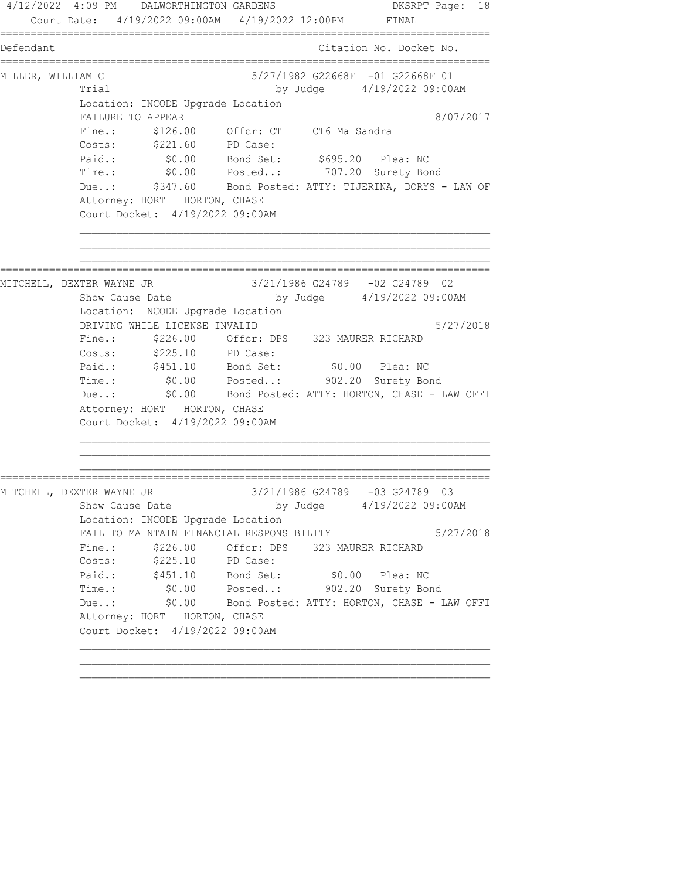```
4/12/2022  4:09 PM    DALWORTHINGTON GARDENS                        DKSRPT Page:  18
    Court Date:  4/19/2022 09:00AM   4/19/2022 12:00PM         FINAL
================================================================================
Defendant                                                  Citation No. Docket No.
================================================================================
MILLER, WILLIAM C                       5/27/1982 G22668F  -01 G22668F 01
            Trial                              by Judge      4/19/2022 09:00AM
            Location: INCODE Upgrade Location
            FAILURE TO APPEAR                                                8/07/2017
            Fine.:      $126.00     Offcr: CT     CT6 Ma Sandra
            Costs:      $221.60     PD Case:
            Paid.:        $0.00     Bond Set:      $695.20   Plea: NC
            Time.:        $0.00     Posted..:       707.20  Surety Bond
            Due..:      $347.60     Bond Posted: ATTY: TIJERINA, DORYS - LAW OF
            Attorney: HORT   HORTON, CHASE
            Court Docket:  4/19/2022 09:00AM

            ________________________________________________________________
            ________________________________________________________________
            ________________________________________________________________
================================================================================
MITCHELL, DEXTER WAYNE JR               3/21/1986 G24789   -02 G24789  02
            Show Cause Date                    by Judge      4/19/2022 09:00AM
            Location: INCODE Upgrade Location
            DRIVING WHILE LICENSE INVALID                                    5/27/2018
            Fine.:      $226.00     Offcr: DPS    323 MAURER RICHARD
            Costs:      $225.10     PD Case:
            Paid.:      $451.10     Bond Set:        $0.00   Plea: NC
            Time.:        $0.00     Posted..:       902.20  Surety Bond
            Due..:        $0.00     Bond Posted: ATTY: HORTON, CHASE - LAW OFFI
            Attorney: HORT   HORTON, CHASE
            Court Docket:  4/19/2022 09:00AM

            ________________________________________________________________
            ________________________________________________________________
            ________________________________________________________________
================================================================================
MITCHELL, DEXTER WAYNE JR               3/21/1986 G24789   -03 G24789  03
            Show Cause Date                    by Judge      4/19/2022 09:00AM
            Location: INCODE Upgrade Location
            FAIL TO MAINTAIN FINANCIAL RESPONSIBILITY                        5/27/2018
            Fine.:      $226.00     Offcr: DPS    323 MAURER RICHARD
            Costs:      $225.10     PD Case:
            Paid.:      $451.10     Bond Set:        $0.00   Plea: NC
            Time.:        $0.00     Posted..:       902.20  Surety Bond
            Due..:        $0.00     Bond Posted: ATTY: HORTON, CHASE - LAW OFFI
            Attorney: HORT   HORTON, CHASE
            Court Docket:  4/19/2022 09:00AM

            ________________________________________________________________
            ________________________________________________________________
            ________________________________________________________________
```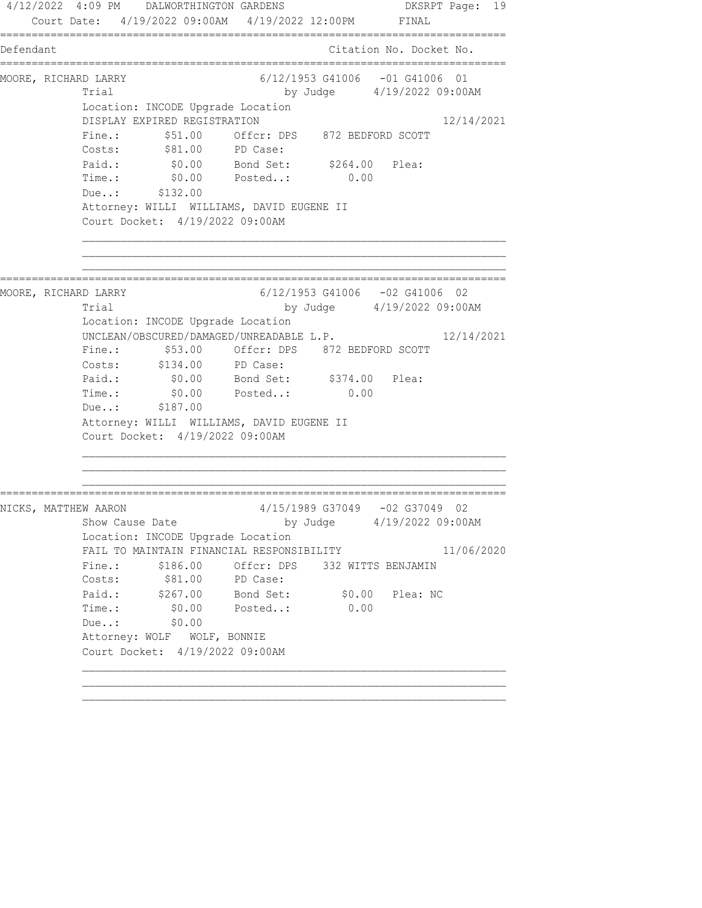4/12/2022 4:09 PM DALWORTHINGTON GARDENS DKSRPT Page: 19

Court Date: 4/19/2022 09:00AM 4/19/2022 12:00PM FINAL

| Defendant | Citation No. Docket No. |
|---|---|

---

**MOORE, RICHARD LARRY** — 6/12/1953 G41006 -01 G41006 01

Trial by Judge 4/19/2022 09:00AM

Location: INCODE Upgrade Location

DISPLAY EXPIRED REGISTRATION 12/14/2021

Fine.: $51.00 Offcr: DPS 872 BEDFORD SCOTT

Costs: $81.00 PD Case:

Paid.: $0.00 Bond Set: $264.00 Plea:

Time.: $0.00 Posted..: 0.00

Due..: $132.00

Attorney: WILLI WILLIAMS, DAVID EUGENE II

Court Docket: 4/19/2022 09:00AM

---

**MOORE, RICHARD LARRY** — 6/12/1953 G41006 -02 G41006 02

Trial by Judge 4/19/2022 09:00AM

Location: INCODE Upgrade Location

UNCLEAN/OBSCURED/DAMAGED/UNREADABLE L.P. 12/14/2021

Fine.: $53.00 Offcr: DPS 872 BEDFORD SCOTT

Costs: $134.00 PD Case:

Paid.: $0.00 Bond Set: $374.00 Plea:

Time.: $0.00 Posted..: 0.00

Due..: $187.00

Attorney: WILLI WILLIAMS, DAVID EUGENE II

Court Docket: 4/19/2022 09:00AM

---

**NICKS, MATTHEW AARON** — 4/15/1989 G37049 -02 G37049 02

Show Cause Date by Judge 4/19/2022 09:00AM

Location: INCODE Upgrade Location

FAIL TO MAINTAIN FINANCIAL RESPONSIBILITY 11/06/2020

Fine.: $186.00 Offcr: DPS 332 WITTS BENJAMIN

Costs: $81.00 PD Case:

Paid.: $267.00 Bond Set: $0.00 Plea: NC

Time.: $0.00 Posted..: 0.00

Due..: $0.00

Attorney: WOLF WOLF, BONNIE

Court Docket: 4/19/2022 09:00AM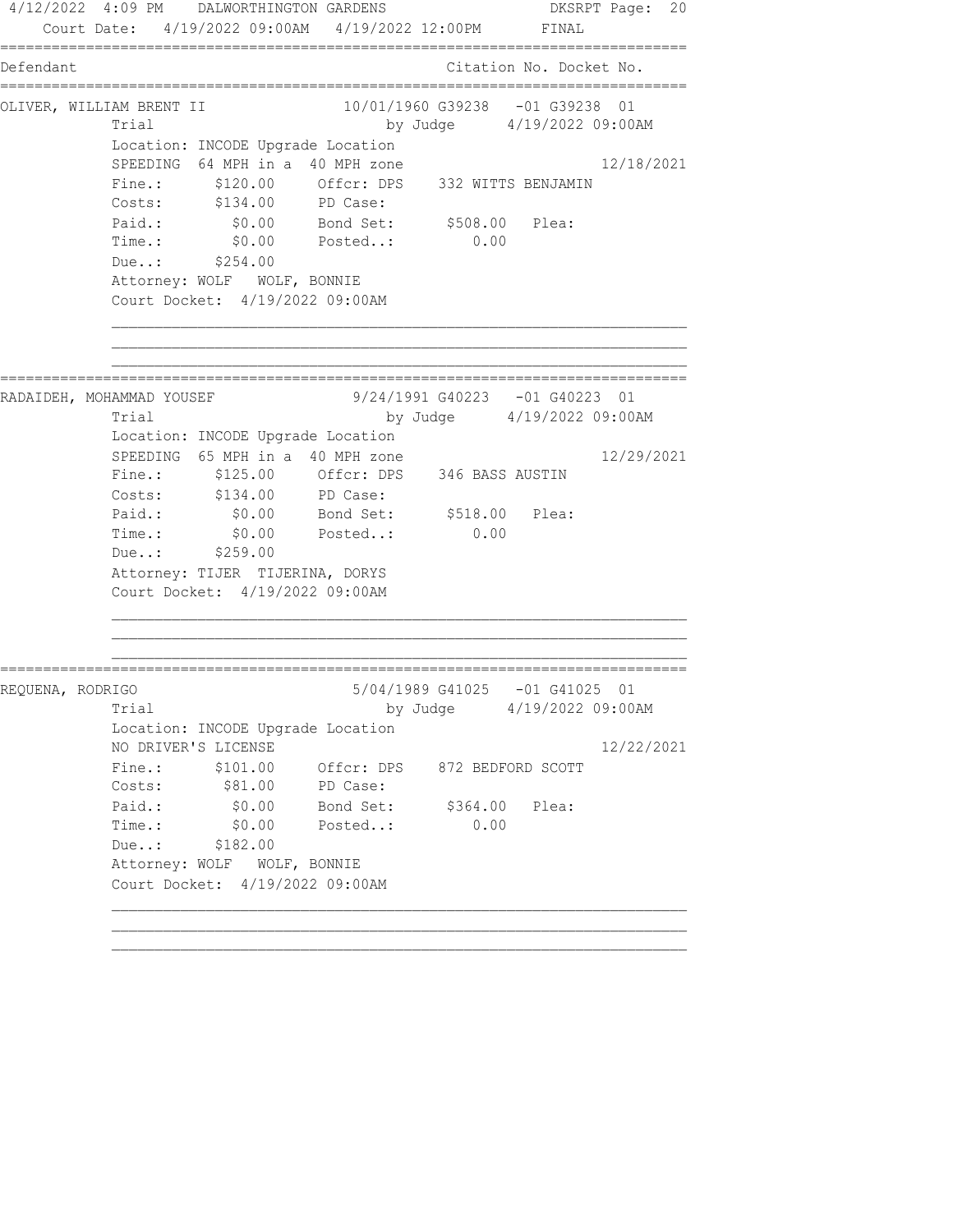Court Date: 4/19/2022 09:00AM 4/19/2022 12:00PM FINAL

| Defendant | Citation No. | Docket No. |
|---|---|---|

**OLIVER, WILLIAM BRENT II** — 10/01/1960 G39238 -01 G39238 01

Trial by Judge 4/19/2022 09:00AM

Location: INCODE Upgrade Location

SPEEDING 64 MPH in a 40 MPH zone — 12/18/2021

| | | | | |
|---|---|---|---|---|
| Fine.: | $120.00 | Offcr: DPS | 332 WITTS BENJAMIN | |
| Costs: | $134.00 | PD Case: | | |
| Paid.: | $0.00 | Bond Set: | $508.00 | Plea: |
| Time.: | $0.00 | Posted..: | 0.00 | |
| Due..: | $254.00 | | | |

Attorney: WOLF WOLF, BONNIE

Court Docket: 4/19/2022 09:00AM

---

**RADAIDEH, MOHAMMAD YOUSEF** — 9/24/1991 G40223 -01 G40223 01

Trial by Judge 4/19/2022 09:00AM

Location: INCODE Upgrade Location

SPEEDING 65 MPH in a 40 MPH zone — 12/29/2021

| | | | | |
|---|---|---|---|---|
| Fine.: | $125.00 | Offcr: DPS | 346 BASS AUSTIN | |
| Costs: | $134.00 | PD Case: | | |
| Paid.: | $0.00 | Bond Set: | $518.00 | Plea: |
| Time.: | $0.00 | Posted..: | 0.00 | |
| Due..: | $259.00 | | | |

Attorney: TIJER TIJERINA, DORYS

Court Docket: 4/19/2022 09:00AM

---

**REQUENA, RODRIGO** — 5/04/1989 G41025 -01 G41025 01

Trial by Judge 4/19/2022 09:00AM

Location: INCODE Upgrade Location

NO DRIVER'S LICENSE — 12/22/2021

| | | | | |
|---|---|---|---|---|
| Fine.: | $101.00 | Offcr: DPS | 872 BEDFORD SCOTT | |
| Costs: | $81.00 | PD Case: | | |
| Paid.: | $0.00 | Bond Set: | $364.00 | Plea: |
| Time.: | $0.00 | Posted..: | 0.00 | |
| Due..: | $182.00 | | | |

Attorney: WOLF WOLF, BONNIE

Court Docket: 4/19/2022 09:00AM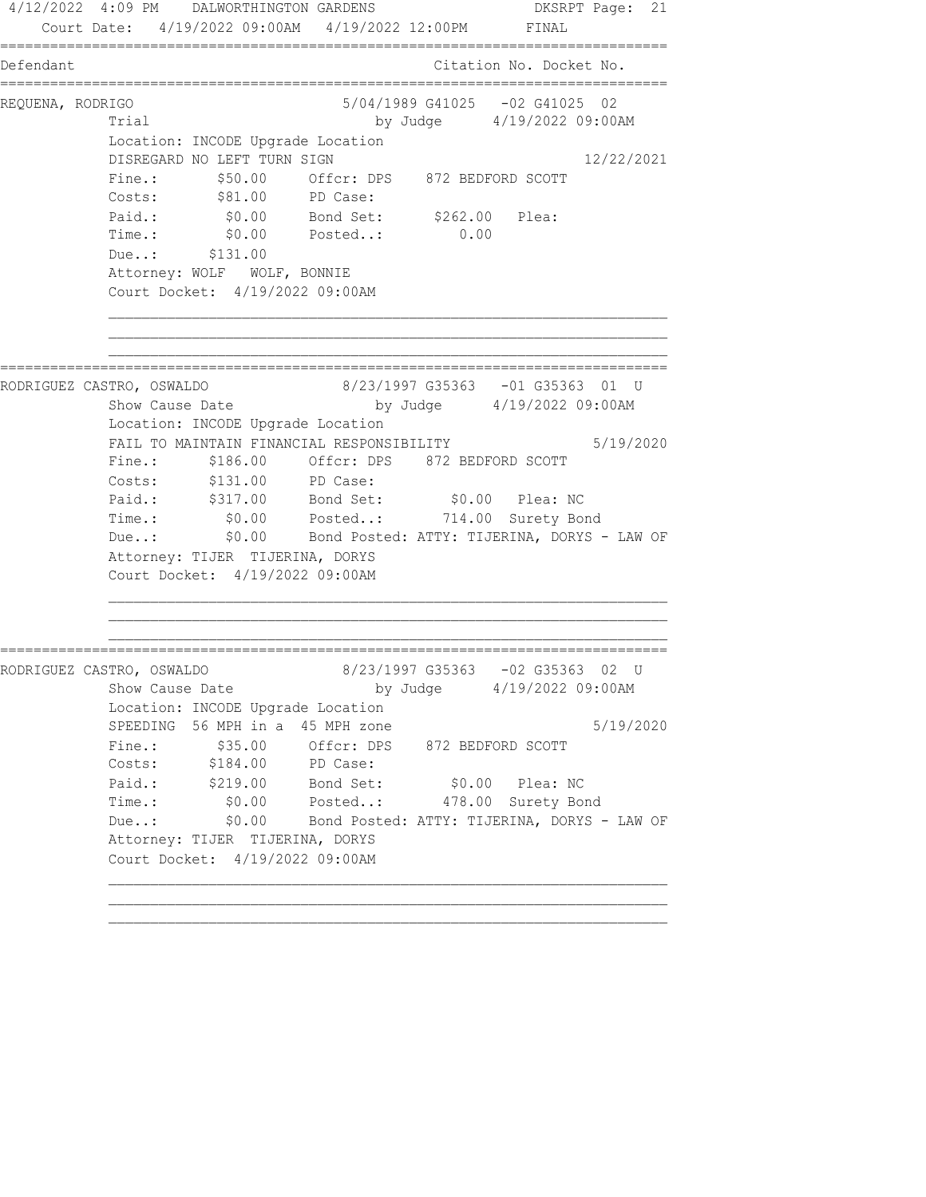4/12/2022 4:09 PM DALWORTHINGTON GARDENS DKSRPT

Court Date: 4/19/2022 09:00AM 4/19/2022 12:00PM FINAL

```
================================================================================
Defendant                                          Citation No. Docket No.
================================================================================
REQUENA, RODRIGO                       5/04/1989 G41025   -02 G41025  02
            Trial                           by Judge      4/19/2022 09:00AM
            Location: INCODE Upgrade Location
            DISREGARD NO LEFT TURN SIGN                                12/22/2021
            Fine.:       $50.00     Offcr: DPS    872 BEDFORD SCOTT
            Costs:       $81.00     PD Case:
            Paid.:        $0.00     Bond Set:      $262.00   Plea:
            Time.:        $0.00     Posted..:         0.00
            Due..:      $131.00
            Attorney: WOLF   WOLF, BONNIE
            Court Docket:  4/19/2022 09:00AM

            ____________________________________________________________________
            ____________________________________________________________________
            ____________________________________________________________________
================================================================================
RODRIGUEZ CASTRO, OSWALDO              8/23/1997 G35363   -01 G35363  01  U
            Show Cause Date                 by Judge      4/19/2022 09:00AM
            Location: INCODE Upgrade Location
            FAIL TO MAINTAIN FINANCIAL RESPONSIBILITY                  5/19/2020
            Fine.:      $186.00     Offcr: DPS    872 BEDFORD SCOTT
            Costs:      $131.00     PD Case:
            Paid.:      $317.00     Bond Set:        $0.00   Plea: NC
            Time.:        $0.00     Posted..:       714.00  Surety Bond
            Due..:        $0.00     Bond Posted: ATTY: TIJERINA, DORYS - LAW OF
            Attorney: TIJER  TIJERINA, DORYS
            Court Docket:  4/19/2022 09:00AM

            ____________________________________________________________________
            ____________________________________________________________________
            ____________________________________________________________________
================================================================================
RODRIGUEZ CASTRO, OSWALDO              8/23/1997 G35363   -02 G35363  02  U
            Show Cause Date                 by Judge      4/19/2022 09:00AM
            Location: INCODE Upgrade Location
            SPEEDING  56 MPH in a  45 MPH zone                         5/19/2020
            Fine.:       $35.00     Offcr: DPS    872 BEDFORD SCOTT
            Costs:      $184.00     PD Case:
            Paid.:      $219.00     Bond Set:        $0.00   Plea: NC
            Time.:        $0.00     Posted..:       478.00  Surety Bond
            Due..:        $0.00     Bond Posted: ATTY: TIJERINA, DORYS - LAW OF
            Attorney: TIJER  TIJERINA, DORYS
            Court Docket:  4/19/2022 09:00AM

            ____________________________________________________________________
            ____________________________________________________________________
            ____________________________________________________________________
```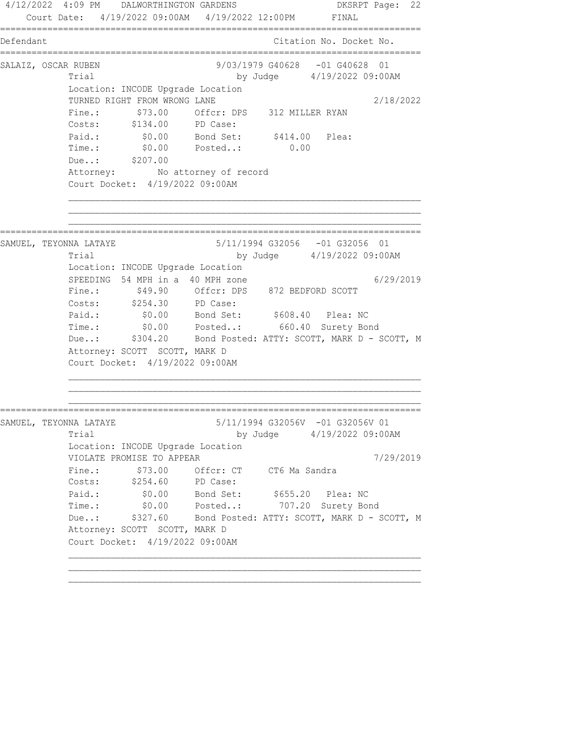4/12/2022 4:09 PM DALWORTHINGTON GARDENS DKSRPT

Court Date: 4/19/2022 09:00AM 4/19/2022 12:00PM FINAL

| Defendant | Citation No. Docket No. |
|---|---|

**SALAIZ, OSCAR RUBEN** — 9/03/1979 G40628 -01 G40628 01

Trial by Judge 4/19/2022 09:00AM

Location: INCODE Upgrade Location

TURNED RIGHT FROM WRONG LANE 2/18/2022

Fine.: $73.00 Offcr: DPS 312 MILLER RYAN

Costs: $134.00 PD Case:

Paid.: $0.00 Bond Set: $414.00 Plea:

Time.: $0.00 Posted..: 0.00

Due..: $207.00

Attorney: No attorney of record

Court Docket: 4/19/2022 09:00AM

---

**SAMUEL, TEYONNA LATAYE** — 5/11/1994 G32056 -01 G32056 01

Trial by Judge 4/19/2022 09:00AM

Location: INCODE Upgrade Location

SPEEDING 54 MPH in a 40 MPH zone 6/29/2019

Fine.: $49.90 Offcr: DPS 872 BEDFORD SCOTT

Costs: $254.30 PD Case:

Paid.: $0.00 Bond Set: $608.40 Plea: NC

Time.: $0.00 Posted..: 660.40 Surety Bond

Due..: $304.20 Bond Posted: ATTY: SCOTT, MARK D - SCOTT, M

Attorney: SCOTT SCOTT, MARK D

Court Docket: 4/19/2022 09:00AM

---

**SAMUEL, TEYONNA LATAYE** — 5/11/1994 G32056V -01 G32056V 01

Trial by Judge 4/19/2022 09:00AM

Location: INCODE Upgrade Location

VIOLATE PROMISE TO APPEAR 7/29/2019

Fine.: $73.00 Offcr: CT CT6 Ma Sandra

Costs: $254.60 PD Case:

Paid.: $0.00 Bond Set: $655.20 Plea: NC

Time.: $0.00 Posted..: 707.20 Surety Bond

Due..: $327.60 Bond Posted: ATTY: SCOTT, MARK D - SCOTT, M

Attorney: SCOTT SCOTT, MARK D

Court Docket: 4/19/2022 09:00AM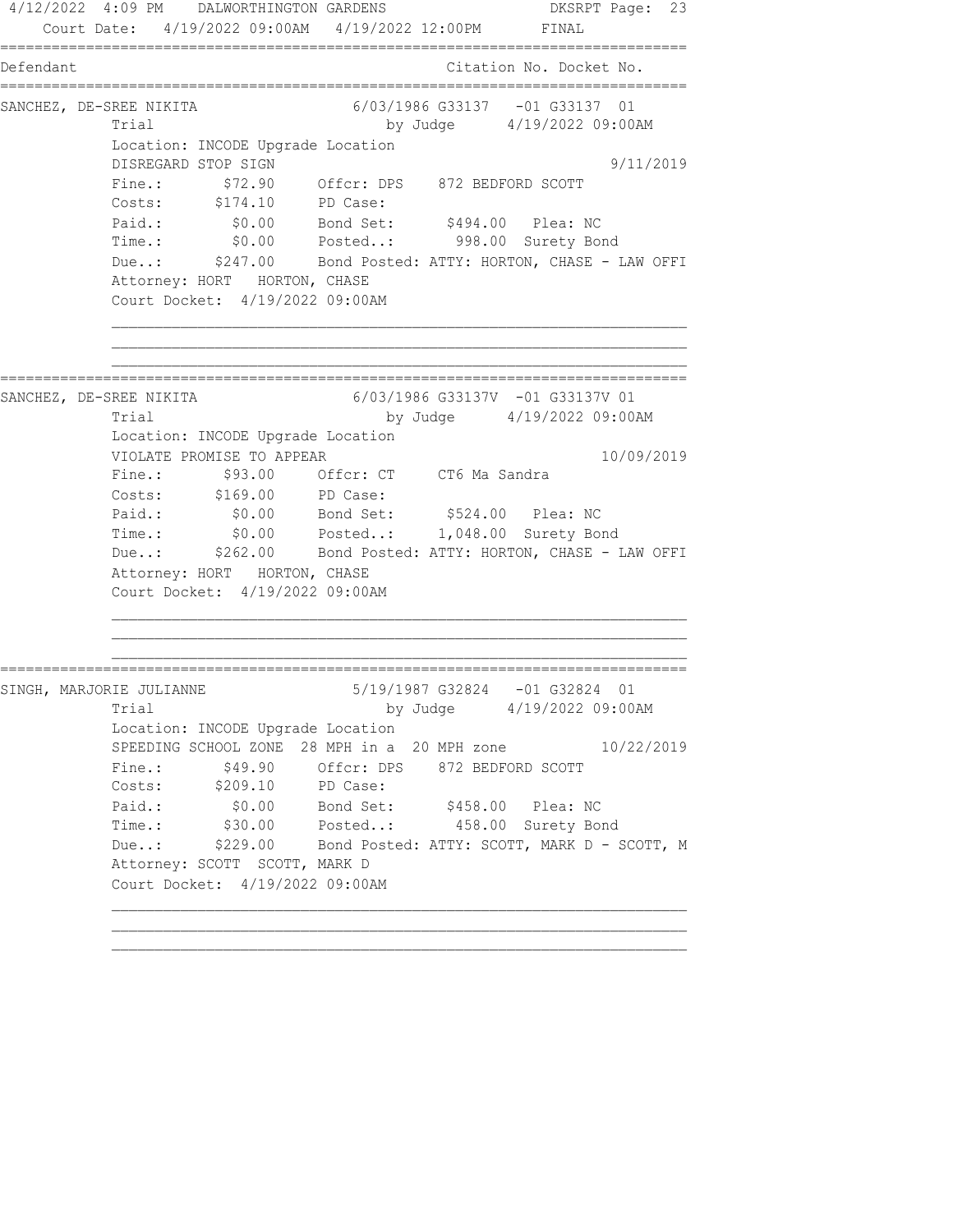Court Date: 4/19/2022 09:00AM 4/19/2022 12:00PM FINAL

```
===========================================================================
Defendant                                        Citation No. Docket No.
===========================================================================
SANCHEZ, DE-SREE NIKITA              6/03/1986 G33137   -01 G33137  01
            Trial                         by Judge     4/19/2022 09:00AM
            Location: INCODE Upgrade Location
            DISREGARD STOP SIGN                                   9/11/2019
            Fine.:       $72.90     Offcr: DPS    872 BEDFORD SCOTT
            Costs:      $174.10     PD Case:
            Paid.:        $0.00     Bond Set:      $494.00   Plea: NC
            Time.:        $0.00     Posted..:       998.00  Surety Bond
            Due..:      $247.00     Bond Posted: ATTY: HORTON, CHASE - LAW OFFI
            Attorney: HORT   HORTON, CHASE
            Court Docket:  4/19/2022 09:00AM

            ____________________________________________________________
            ____________________________________________________________
            ____________________________________________________________
===========================================================================
SANCHEZ, DE-SREE NIKITA              6/03/1986 G33137V  -01 G33137V 01
            Trial                         by Judge     4/19/2022 09:00AM
            Location: INCODE Upgrade Location
            VIOLATE PROMISE TO APPEAR                            10/09/2019
            Fine.:       $93.00     Offcr: CT     CT6 Ma Sandra
            Costs:      $169.00     PD Case:
            Paid.:        $0.00     Bond Set:      $524.00   Plea: NC
            Time.:        $0.00     Posted..:     1,048.00  Surety Bond
            Due..:      $262.00     Bond Posted: ATTY: HORTON, CHASE - LAW OFFI
            Attorney: HORT   HORTON, CHASE
            Court Docket:  4/19/2022 09:00AM

            ____________________________________________________________
            ____________________________________________________________
            ____________________________________________________________
===========================================================================
SINGH, MARJORIE JULIANNE             5/19/1987 G32824   -01 G32824  01
            Trial                         by Judge     4/19/2022 09:00AM
            Location: INCODE Upgrade Location
            SPEEDING SCHOOL ZONE  28 MPH in a  20 MPH zone       10/22/2019
            Fine.:       $49.90     Offcr: DPS    872 BEDFORD SCOTT
            Costs:      $209.10     PD Case:
            Paid.:        $0.00     Bond Set:      $458.00   Plea: NC
            Time.:       $30.00     Posted..:       458.00  Surety Bond
            Due..:      $229.00     Bond Posted: ATTY: SCOTT, MARK D - SCOTT, M
            Attorney: SCOTT  SCOTT, MARK D
            Court Docket:  4/19/2022 09:00AM

            ____________________________________________________________
            ____________________________________________________________
            ____________________________________________________________
```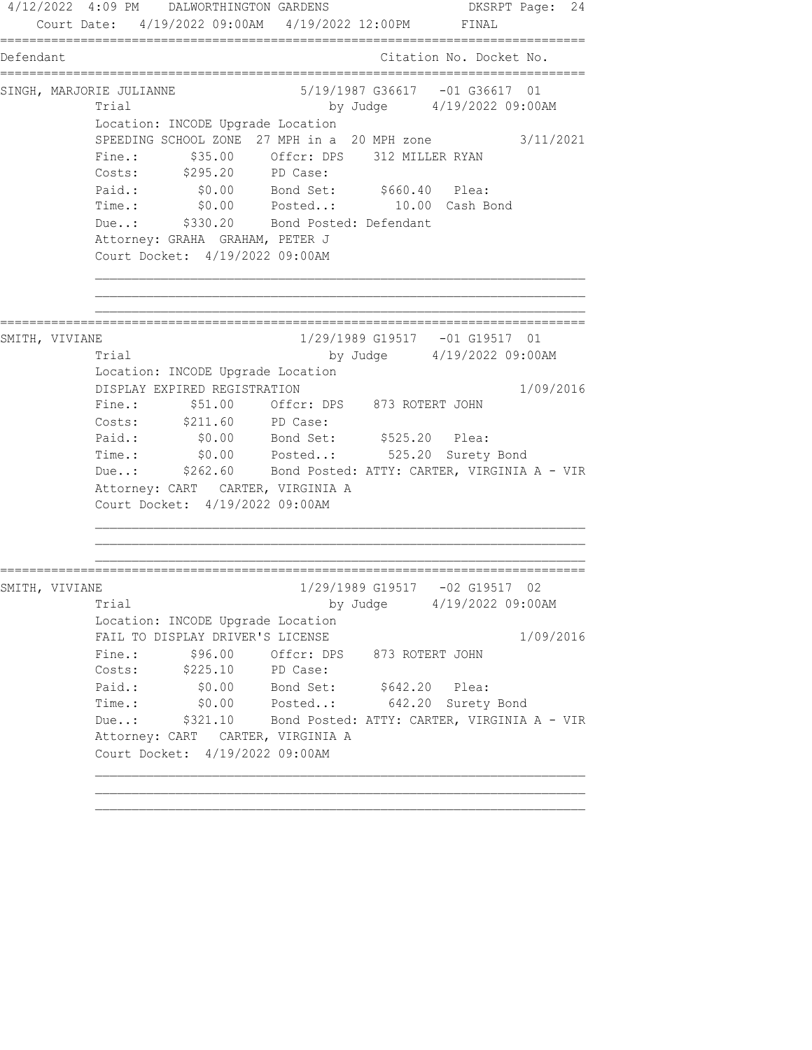4/12/2022 4:09 PM DALWORTHINGTON GARDENS DKSRPT Page: 24
Court Date: 4/19/2022 09:00AM 4/19/2022 12:00PM FINAL

```
================================================================================
Defendant                                          Citation No. Docket No.
================================================================================
SINGH, MARJORIE JULIANNE             5/19/1987 G36617   -01 G36617  01
          Trial                              by Judge      4/19/2022 09:00AM
          Location: INCODE Upgrade Location
          SPEEDING SCHOOL ZONE  27 MPH in a  20 MPH zone           3/11/2021
          Fine.:       $35.00     Offcr: DPS    312 MILLER RYAN
          Costs:      $295.20     PD Case:
          Paid.:        $0.00     Bond Set:      $660.40   Plea:
          Time.:        $0.00     Posted..:        10.00  Cash Bond
          Due..:      $330.20     Bond Posted: Defendant
          Attorney: GRAHA  GRAHAM, PETER J
          Court Docket:  4/19/2022 09:00AM

          ________________________________________________________________
          ________________________________________________________________
          ________________________________________________________________
================================================================================
SMITH, VIVIANE                       1/29/1989 G19517   -01 G19517  01
          Trial                              by Judge      4/19/2022 09:00AM
          Location: INCODE Upgrade Location
          DISPLAY EXPIRED REGISTRATION                              1/09/2016
          Fine.:       $51.00     Offcr: DPS    873 ROTERT JOHN
          Costs:      $211.60     PD Case:
          Paid.:        $0.00     Bond Set:      $525.20   Plea:
          Time.:        $0.00     Posted..:       525.20  Surety Bond
          Due..:      $262.60     Bond Posted: ATTY: CARTER, VIRGINIA A - VIR
          Attorney: CART   CARTER, VIRGINIA A
          Court Docket:  4/19/2022 09:00AM

          ________________________________________________________________
          ________________________________________________________________
          ________________________________________________________________
================================================================================
SMITH, VIVIANE                       1/29/1989 G19517   -02 G19517  02
          Trial                              by Judge      4/19/2022 09:00AM
          Location: INCODE Upgrade Location
          FAIL TO DISPLAY DRIVER'S LICENSE                          1/09/2016
          Fine.:       $96.00     Offcr: DPS    873 ROTERT JOHN
          Costs:      $225.10     PD Case:
          Paid.:        $0.00     Bond Set:      $642.20   Plea:
          Time.:        $0.00     Posted..:       642.20  Surety Bond
          Due..:      $321.10     Bond Posted: ATTY: CARTER, VIRGINIA A - VIR
          Attorney: CART   CARTER, VIRGINIA A
          Court Docket:  4/19/2022 09:00AM

          ________________________________________________________________
          ________________________________________________________________
          ________________________________________________________________
```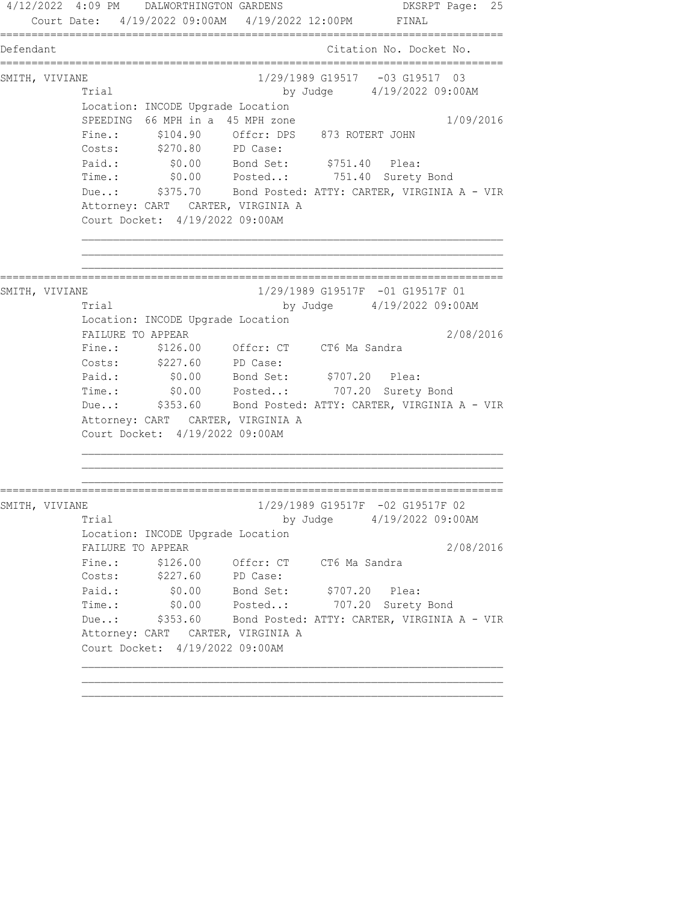4/12/2022 4:09 PM DALWORTHINGTON GARDENS DKSRPT

Court Date: 4/19/2022 09:00AM 4/19/2022 12:00PM FINAL

```
================================================================================
Defendant                                          Citation No. Docket No.
================================================================================
SMITH, VIVIANE                        1/29/1989 G19517   -03 G19517  03
          Trial                         by Judge     4/19/2022 09:00AM
          Location: INCODE Upgrade Location
          SPEEDING  66 MPH in a  45 MPH zone                         1/09/2016
          Fine.:      $104.90    Offcr: DPS    873 ROTERT JOHN
          Costs:      $270.80    PD Case:
          Paid.:        $0.00    Bond Set:      $751.40   Plea:
          Time.:        $0.00    Posted..:       751.40  Surety Bond
          Due..:      $375.70    Bond Posted: ATTY: CARTER, VIRGINIA A - VIR
          Attorney: CART   CARTER, VIRGINIA A
          Court Docket:  4/19/2022 09:00AM

          ______________________________________________________________________
          ______________________________________________________________________
          ______________________________________________________________________
================================================================================
SMITH, VIVIANE                        1/29/1989 G19517F  -01 G19517F 01
          Trial                         by Judge     4/19/2022 09:00AM
          Location: INCODE Upgrade Location
          FAILURE TO APPEAR                                          2/08/2016
          Fine.:      $126.00    Offcr: CT     CT6 Ma Sandra
          Costs:      $227.60    PD Case:
          Paid.:        $0.00    Bond Set:      $707.20   Plea:
          Time.:        $0.00    Posted..:       707.20  Surety Bond
          Due..:      $353.60    Bond Posted: ATTY: CARTER, VIRGINIA A - VIR
          Attorney: CART   CARTER, VIRGINIA A
          Court Docket:  4/19/2022 09:00AM

          ______________________________________________________________________
          ______________________________________________________________________
          ______________________________________________________________________
================================================================================
SMITH, VIVIANE                        1/29/1989 G19517F  -02 G19517F 02
          Trial                         by Judge     4/19/2022 09:00AM
          Location: INCODE Upgrade Location
          FAILURE TO APPEAR                                          2/08/2016
          Fine.:      $126.00    Offcr: CT     CT6 Ma Sandra
          Costs:      $227.60    PD Case:
          Paid.:        $0.00    Bond Set:      $707.20   Plea:
          Time.:        $0.00    Posted..:       707.20  Surety Bond
          Due..:      $353.60    Bond Posted: ATTY: CARTER, VIRGINIA A - VIR
          Attorney: CART   CARTER, VIRGINIA A
          Court Docket:  4/19/2022 09:00AM

          ______________________________________________________________________
          ______________________________________________________________________
          ______________________________________________________________________
```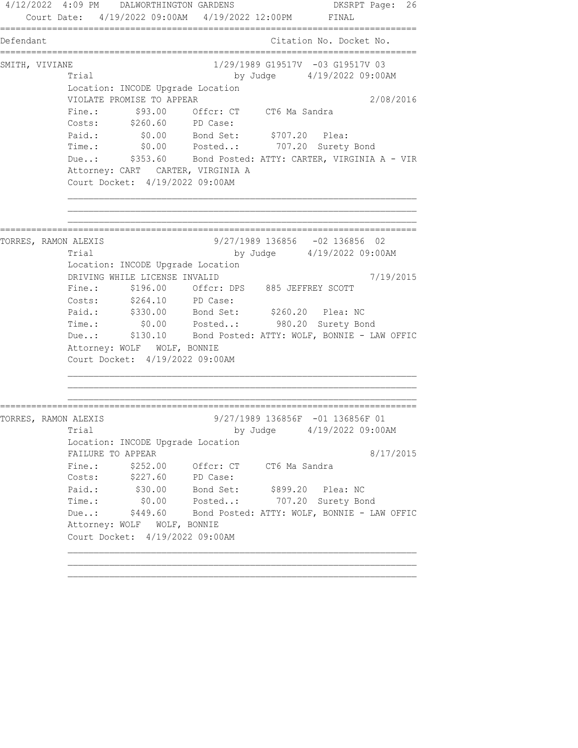Court Date: 4/19/2022 09:00AM 4/19/2022 12:00PM FINAL

| Defendant | Citation No. Docket No. |
|---|---|

**SMITH, VIVIANE** — 1/29/1989 G19517V -03 G19517V 03

Trial by Judge 4/19/2022 09:00AM
Location: INCODE Upgrade Location
VIOLATE PROMISE TO APPEAR 2/08/2016

| | | | |
|---|---|---|---|
| Fine.: | $93.00 | Offcr: CT | CT6 Ma Sandra |
| Costs: | $260.60 | PD Case: | |
| Paid.: | $0.00 | Bond Set: | $707.20 Plea: |
| Time.: | $0.00 | Posted..: | 707.20 Surety Bond |
| Due..: | $353.60 | Bond Posted: | ATTY: CARTER, VIRGINIA A - VIR |

Attorney: CART CARTER, VIRGINIA A
Court Docket: 4/19/2022 09:00AM

---

**TORRES, RAMON ALEXIS** — 9/27/1989 136856 -02 136856 02

Trial by Judge 4/19/2022 09:00AM
Location: INCODE Upgrade Location
DRIVING WHILE LICENSE INVALID 7/19/2015

| | | | |
|---|---|---|---|
| Fine.: | $196.00 | Offcr: DPS | 885 JEFFREY SCOTT |
| Costs: | $264.10 | PD Case: | |
| Paid.: | $330.00 | Bond Set: | $260.20 Plea: NC |
| Time.: | $0.00 | Posted..: | 980.20 Surety Bond |
| Due..: | $130.10 | Bond Posted: | ATTY: WOLF, BONNIE - LAW OFFIC |

Attorney: WOLF WOLF, BONNIE
Court Docket: 4/19/2022 09:00AM

---

**TORRES, RAMON ALEXIS** — 9/27/1989 136856F -01 136856F 01

Trial by Judge 4/19/2022 09:00AM
Location: INCODE Upgrade Location
FAILURE TO APPEAR 8/17/2015

| | | | |
|---|---|---|---|
| Fine.: | $252.00 | Offcr: CT | CT6 Ma Sandra |
| Costs: | $227.60 | PD Case: | |
| Paid.: | $30.00 | Bond Set: | $899.20 Plea: NC |
| Time.: | $0.00 | Posted..: | 707.20 Surety Bond |
| Due..: | $449.60 | Bond Posted: | ATTY: WOLF, BONNIE - LAW OFFIC |

Attorney: WOLF WOLF, BONNIE
Court Docket: 4/19/2022 09:00AM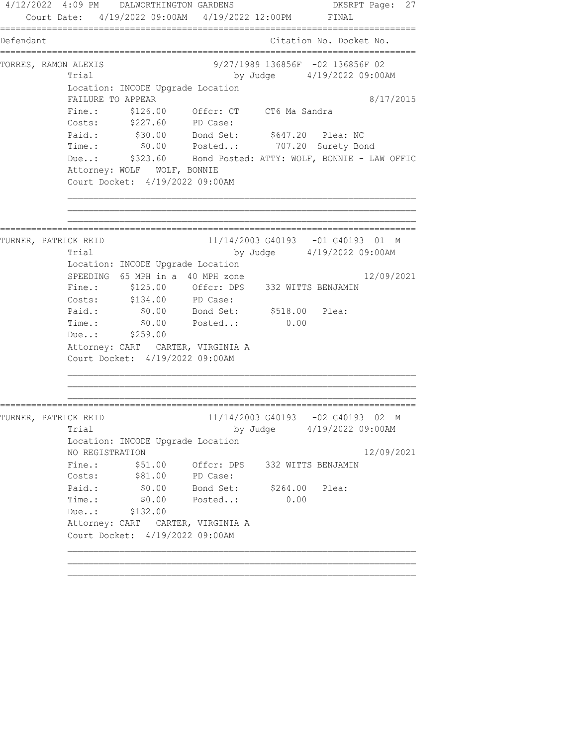Court Date: 4/19/2022 09:00AM 4/19/2022 12:00PM FINAL

| Defendant | Citation No. Docket No. |
|---|---|

**TORRES, RAMON ALEXIS** — 9/27/1989 136856F -02 136856F 02

Trial by Judge 4/19/2022 09:00AM

Location: INCODE Upgrade Location

FAILURE TO APPEAR 8/17/2015

Fine.: $126.00 Offcr: CT CT6 Ma Sandra

Costs: $227.60 PD Case:

Paid.: $30.00 Bond Set: $647.20 Plea: NC

Time.: $0.00 Posted..: 707.20 Surety Bond

Due..: $323.60 Bond Posted: ATTY: WOLF, BONNIE - LAW OFFIC

Attorney: WOLF WOLF, BONNIE

Court Docket: 4/19/2022 09:00AM

---

**TURNER, PATRICK REID** — 11/14/2003 G40193 -01 G40193 01 M

Trial by Judge 4/19/2022 09:00AM

Location: INCODE Upgrade Location

SPEEDING 65 MPH in a 40 MPH zone 12/09/2021

Fine.: $125.00 Offcr: DPS 332 WITTS BENJAMIN

Costs: $134.00 PD Case:

Paid.: $0.00 Bond Set: $518.00 Plea:

Time.: $0.00 Posted..: 0.00

Due..: $259.00

Attorney: CART CARTER, VIRGINIA A

Court Docket: 4/19/2022 09:00AM

---

**TURNER, PATRICK REID** — 11/14/2003 G40193 -02 G40193 02 M

Trial by Judge 4/19/2022 09:00AM

Location: INCODE Upgrade Location

NO REGISTRATION 12/09/2021

Fine.: $51.00 Offcr: DPS 332 WITTS BENJAMIN

Costs: $81.00 PD Case:

Paid.: $0.00 Bond Set: $264.00 Plea:

Time.: $0.00 Posted..: 0.00

Due..: $132.00

Attorney: CART CARTER, VIRGINIA A

Court Docket: 4/19/2022 09:00AM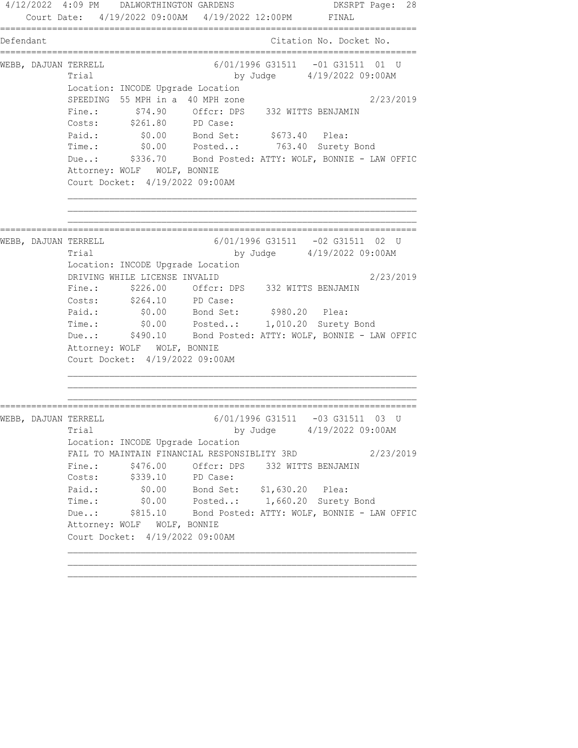4/12/2022 4:09 PM DALWORTHINGTON GARDENS

Court Date: 4/19/2022 09:00AM 4/19/2022 12:00PM FINAL

```
==============================================================================
Defendant                                          Citation No. Docket No.
==============================================================================
WEBB, DAJUAN TERRELL               6/01/1996 G31511   -01 G31511  01  U
         Trial                               by Judge      4/19/2022 09:00AM
         Location: INCODE Upgrade Location
         SPEEDING  55 MPH in a  40 MPH zone                            2/23/2019
         Fine.:       $74.90     Offcr: DPS    332 WITTS BENJAMIN
         Costs:      $261.80     PD Case:
         Paid.:        $0.00     Bond Set:      $673.40   Plea:
         Time.:        $0.00     Posted..:       763.40  Surety Bond
         Due..:      $336.70     Bond Posted: ATTY: WOLF, BONNIE - LAW OFFIC
         Attorney: WOLF   WOLF, BONNIE
         Court Docket:  4/19/2022 09:00AM

         ________________________________________________________________
         ________________________________________________________________
         ________________________________________________________________
==============================================================================
WEBB, DAJUAN TERRELL               6/01/1996 G31511   -02 G31511  02  U
         Trial                               by Judge      4/19/2022 09:00AM
         Location: INCODE Upgrade Location
         DRIVING WHILE LICENSE INVALID                                 2/23/2019
         Fine.:      $226.00     Offcr: DPS    332 WITTS BENJAMIN
         Costs:      $264.10     PD Case:
         Paid.:        $0.00     Bond Set:      $980.20   Plea:
         Time.:        $0.00     Posted..:     1,010.20  Surety Bond
         Due..:      $490.10     Bond Posted: ATTY: WOLF, BONNIE - LAW OFFIC
         Attorney: WOLF   WOLF, BONNIE
         Court Docket:  4/19/2022 09:00AM

         ________________________________________________________________
         ________________________________________________________________
         ________________________________________________________________
==============================================================================
WEBB, DAJUAN TERRELL               6/01/1996 G31511   -03 G31511  03  U
         Trial                               by Judge      4/19/2022 09:00AM
         Location: INCODE Upgrade Location
         FAIL TO MAINTAIN FINANCIAL RESPONSIBLITY 3RD                  2/23/2019
         Fine.:      $476.00     Offcr: DPS    332 WITTS BENJAMIN
         Costs:      $339.10     PD Case:
         Paid.:        $0.00     Bond Set:    $1,630.20   Plea:
         Time.:        $0.00     Posted..:     1,660.20  Surety Bond
         Due..:      $815.10     Bond Posted: ATTY: WOLF, BONNIE - LAW OFFIC
         Attorney: WOLF   WOLF, BONNIE
         Court Docket:  4/19/2022 09:00AM

         ________________________________________________________________
         ________________________________________________________________
         ________________________________________________________________
```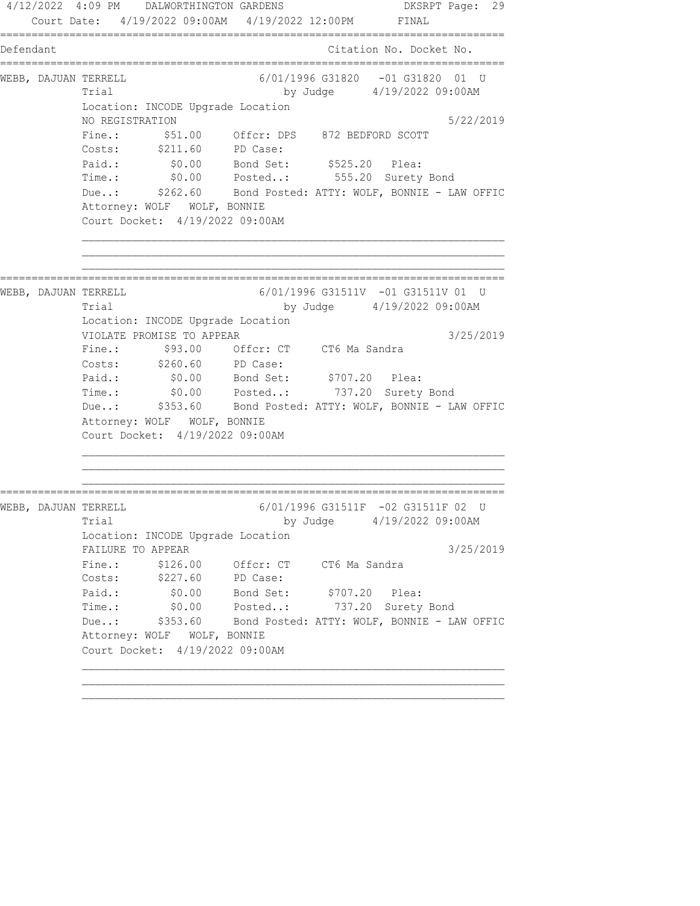4/12/2022 4:09 PM DALWORTHINGTON GARDENS DKSRPT Page: 29

Court Date: 4/19/2022 09:00AM 4/19/2022 12:00PM FINAL

```
==============================================================================
Defendant                                            Citation No. Docket No.
==============================================================================
WEBB, DAJUAN TERRELL              6/01/1996 G31820   -01 G31820  01  U
         Trial                           by Judge     4/19/2022 09:00AM
         Location: INCODE Upgrade Location
         NO REGISTRATION                                           5/22/2019
         Fine.:      $51.00    Offcr: DPS    872 BEDFORD SCOTT
         Costs:     $211.60    PD Case:
         Paid.:       $0.00    Bond Set:      $525.20   Plea:
         Time.:       $0.00    Posted..:       555.20  Surety Bond
         Due..:     $262.60    Bond Posted: ATTY: WOLF, BONNIE - LAW OFFIC
         Attorney: WOLF   WOLF, BONNIE
         Court Docket:  4/19/2022 09:00AM

         ______________________________________________________________
         ______________________________________________________________
         ______________________________________________________________
==============================================================================
WEBB, DAJUAN TERRELL              6/01/1996 G31511V  -01 G31511V 01  U
         Trial                           by Judge     4/19/2022 09:00AM
         Location: INCODE Upgrade Location
         VIOLATE PROMISE TO APPEAR                                 3/25/2019
         Fine.:      $93.00    Offcr: CT     CT6 Ma Sandra
         Costs:     $260.60    PD Case:
         Paid.:       $0.00    Bond Set:      $707.20   Plea:
         Time.:       $0.00    Posted..:       737.20  Surety Bond
         Due..:     $353.60    Bond Posted: ATTY: WOLF, BONNIE - LAW OFFIC
         Attorney: WOLF   WOLF, BONNIE
         Court Docket:  4/19/2022 09:00AM

         ______________________________________________________________
         ______________________________________________________________
         ______________________________________________________________
==============================================================================
WEBB, DAJUAN TERRELL              6/01/1996 G31511F  -02 G31511F 02  U
         Trial                           by Judge     4/19/2022 09:00AM
         Location: INCODE Upgrade Location
         FAILURE TO APPEAR                                         3/25/2019
         Fine.:     $126.00    Offcr: CT     CT6 Ma Sandra
         Costs:     $227.60    PD Case:
         Paid.:       $0.00    Bond Set:      $707.20   Plea:
         Time.:       $0.00    Posted..:       737.20  Surety Bond
         Due..:     $353.60    Bond Posted: ATTY: WOLF, BONNIE - LAW OFFIC
         Attorney: WOLF   WOLF, BONNIE
         Court Docket:  4/19/2022 09:00AM

         ______________________________________________________________
         ______________________________________________________________
         ______________________________________________________________
```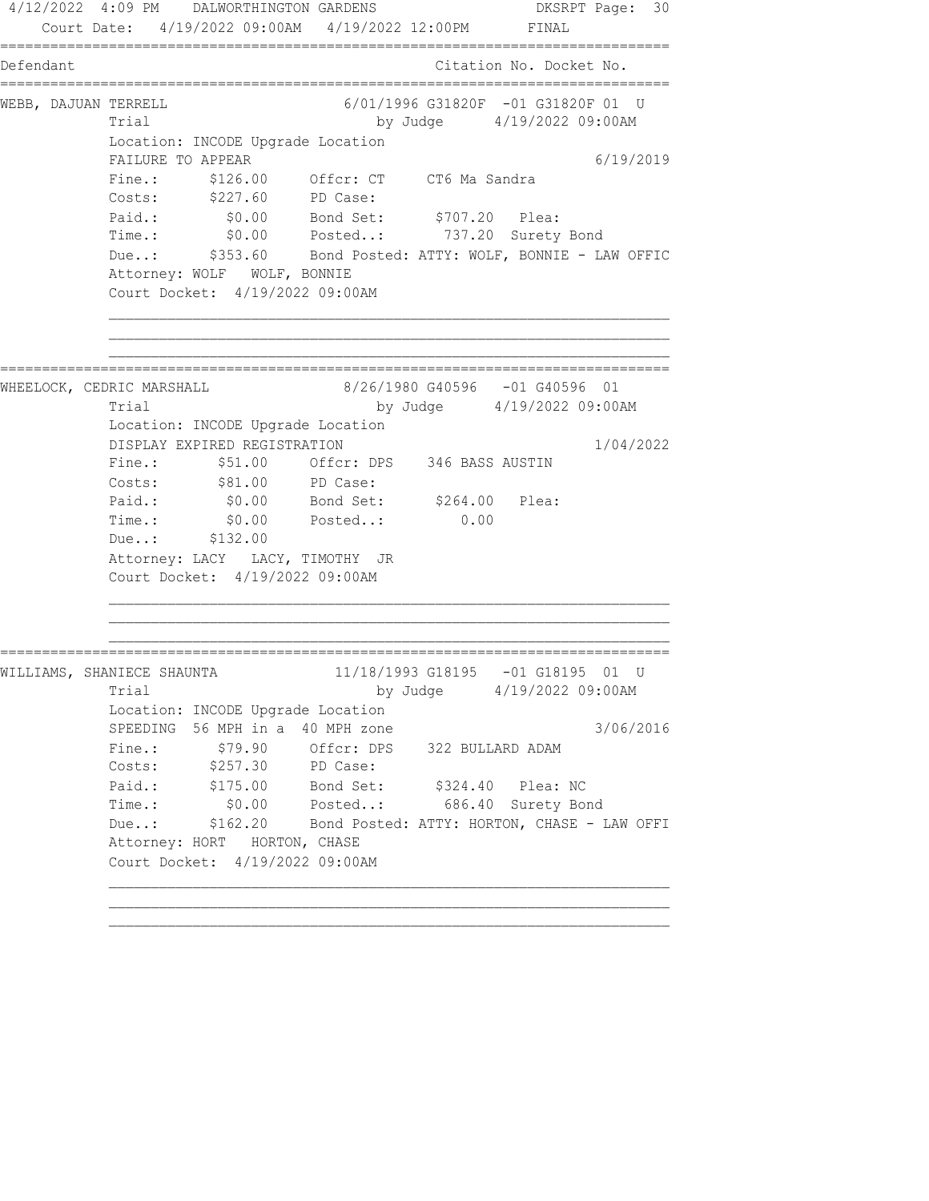```
4/12/2022  4:09 PM    DALWORTHINGTON GARDENS                       DKSRPT Page:  30
    Court Date:  4/19/2022 09:00AM   4/19/2022 12:00PM       FINAL
================================================================================
Defendant                                               Citation No. Docket No.
================================================================================
WEBB, DAJUAN TERRELL                    6/01/1996 G31820F  -01 G31820F 01  U
             Trial                             by Judge      4/19/2022 09:00AM
             Location: INCODE Upgrade Location
             FAILURE TO APPEAR                                            6/19/2019
             Fine.:      $126.00     Offcr: CT     CT6 Ma Sandra
             Costs:      $227.60     PD Case:
             Paid.:        $0.00     Bond Set:      $707.20   Plea:
             Time.:        $0.00     Posted..:       737.20  Surety Bond
             Due..:      $353.60     Bond Posted: ATTY: WOLF, BONNIE - LAW OFFIC
             Attorney: WOLF   WOLF, BONNIE
             Court Docket:  4/19/2022 09:00AM

             ________________________________________________________________
             ________________________________________________________________
             ________________________________________________________________
================================================================================
WHEELOCK, CEDRIC MARSHALL               8/26/1980 G40596   -01 G40596  01
             Trial                             by Judge      4/19/2022 09:00AM
             Location: INCODE Upgrade Location
             DISPLAY EXPIRED REGISTRATION                                 1/04/2022
             Fine.:       $51.00     Offcr: DPS    346 BASS AUSTIN
             Costs:       $81.00     PD Case:
             Paid.:        $0.00     Bond Set:      $264.00   Plea:
             Time.:        $0.00     Posted..:         0.00
             Due..:      $132.00
             Attorney: LACY   LACY, TIMOTHY  JR
             Court Docket:  4/19/2022 09:00AM

             ________________________________________________________________
             ________________________________________________________________
             ________________________________________________________________
================================================================================
WILLIAMS, SHANIECE SHAUNTA             11/18/1993 G18195   -01 G18195  01  U
             Trial                             by Judge      4/19/2022 09:00AM
             Location: INCODE Upgrade Location
             SPEEDING  56 MPH in a  40 MPH zone                           3/06/2016
             Fine.:       $79.90     Offcr: DPS    322 BULLARD ADAM
             Costs:      $257.30     PD Case:
             Paid.:      $175.00     Bond Set:      $324.40   Plea: NC
             Time.:        $0.00     Posted..:       686.40  Surety Bond
             Due..:      $162.20     Bond Posted: ATTY: HORTON, CHASE - LAW OFFI
             Attorney: HORT   HORTON, CHASE
             Court Docket:  4/19/2022 09:00AM

             ________________________________________________________________
             ________________________________________________________________
             ________________________________________________________________
```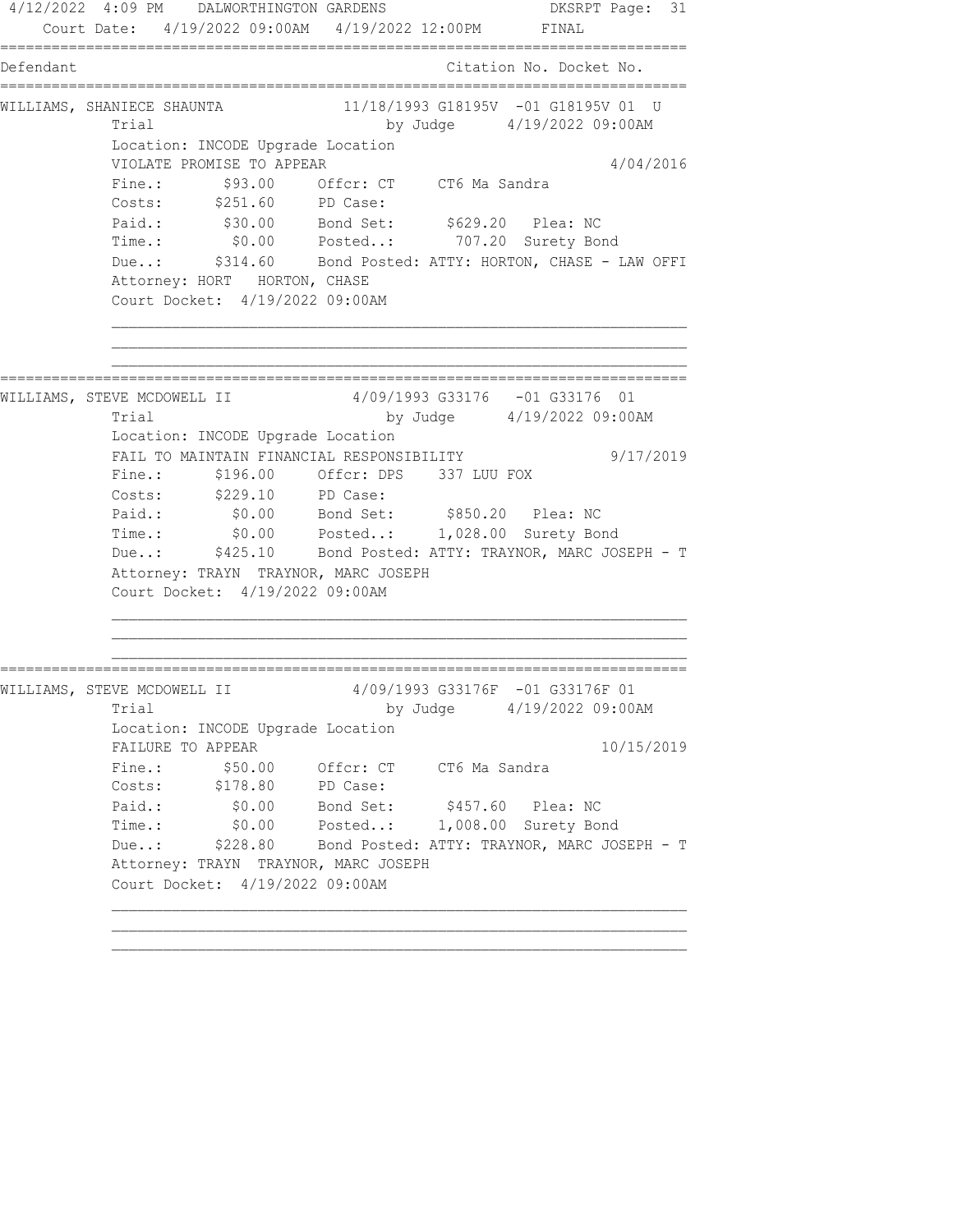Court Date: 4/19/2022 09:00AM 4/19/2022 12:00PM FINAL

```
===============================================================================
Defendant                                             Citation No. Docket No.
===============================================================================
WILLIAMS, SHANIECE SHAUNTA          11/18/1993 G18195V  -01 G18195V 01  U
         Trial                           by Judge      4/19/2022 09:00AM
         Location: INCODE Upgrade Location
         VIOLATE PROMISE TO APPEAR                                    4/04/2016
         Fine.:       $93.00     Offcr: CT     CT6 Ma Sandra
         Costs:      $251.60     PD Case:
         Paid.:       $30.00     Bond Set:      $629.20   Plea: NC
         Time.:        $0.00     Posted..:       707.20  Surety Bond
         Due..:      $314.60     Bond Posted: ATTY: HORTON, CHASE - LAW OFFI
         Attorney: HORT   HORTON, CHASE
         Court Docket:  4/19/2022 09:00AM

         _______________________________________________________________
         _______________________________________________________________
         _______________________________________________________________
===============================================================================
WILLIAMS, STEVE MCDOWELL II          4/09/1993 G33176   -01 G33176  01
         Trial                           by Judge      4/19/2022 09:00AM
         Location: INCODE Upgrade Location
         FAIL TO MAINTAIN FINANCIAL RESPONSIBILITY                    9/17/2019
         Fine.:      $196.00     Offcr: DPS    337 LUU FOX
         Costs:      $229.10     PD Case:
         Paid.:        $0.00     Bond Set:      $850.20   Plea: NC
         Time.:        $0.00     Posted..:     1,028.00  Surety Bond
         Due..:      $425.10     Bond Posted: ATTY: TRAYNOR, MARC JOSEPH - T
         Attorney: TRAYN  TRAYNOR, MARC JOSEPH
         Court Docket:  4/19/2022 09:00AM

         _______________________________________________________________
         _______________________________________________________________
         _______________________________________________________________
===============================================================================
WILLIAMS, STEVE MCDOWELL II          4/09/1993 G33176F  -01 G33176F 01
         Trial                           by Judge      4/19/2022 09:00AM
         Location: INCODE Upgrade Location
         FAILURE TO APPEAR                                           10/15/2019
         Fine.:       $50.00     Offcr: CT     CT6 Ma Sandra
         Costs:      $178.80     PD Case:
         Paid.:        $0.00     Bond Set:      $457.60   Plea: NC
         Time.:        $0.00     Posted..:     1,008.00  Surety Bond
         Due..:      $228.80     Bond Posted: ATTY: TRAYNOR, MARC JOSEPH - T
         Attorney: TRAYN  TRAYNOR, MARC JOSEPH
         Court Docket:  4/19/2022 09:00AM

         _______________________________________________________________
         _______________________________________________________________
         _______________________________________________________________
```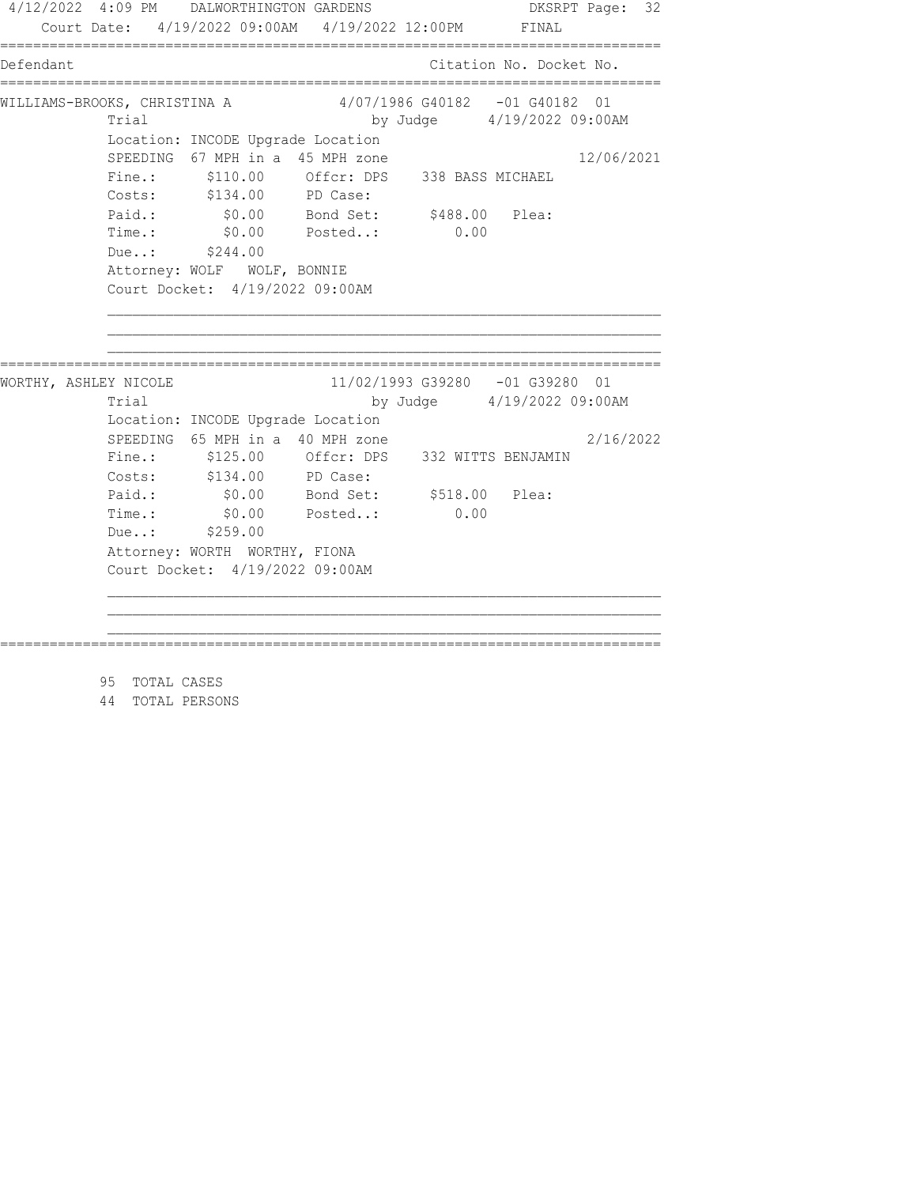4/12/2022 4:09 PM DALWORTHINGTON GARDENS DKSRPT Page: 32

Court Date: 4/19/2022 09:00AM 4/19/2022 12:00PM FINAL

```
==============================================================================
Defendant                                          Citation No. Docket No.
==============================================================================
WILLIAMS-BROOKS, CHRISTINA A          4/07/1986 G40182   -01 G40182  01
             Trial                         by Judge      4/19/2022 09:00AM
             Location: INCODE Upgrade Location
             SPEEDING  67 MPH in a  45 MPH zone                     12/06/2021
             Fine.:      $110.00     Offcr: DPS    338 BASS MICHAEL
             Costs:      $134.00     PD Case:
             Paid.:        $0.00     Bond Set:      $488.00   Plea:
             Time.:        $0.00     Posted..:         0.00
             Due..:      $244.00
             Attorney: WOLF   WOLF, BONNIE
             Court Docket:  4/19/2022 09:00AM
             ________________________________________________________________
             ________________________________________________________________
             ________________________________________________________________
==============================================================================
WORTHY, ASHLEY NICOLE                 11/02/1993 G39280   -01 G39280  01
             Trial                         by Judge      4/19/2022 09:00AM
             Location: INCODE Upgrade Location
             SPEEDING  65 MPH in a  40 MPH zone                      2/16/2022
             Fine.:      $125.00     Offcr: DPS    332 WITTS BENJAMIN
             Costs:      $134.00     PD Case:
             Paid.:        $0.00     Bond Set:      $518.00   Plea:
             Time.:        $0.00     Posted..:         0.00
             Due..:      $259.00
             Attorney: WORTH  WORTHY, FIONA
             Court Docket:  4/19/2022 09:00AM
             ________________________________________________________________
             ________________________________________________________________
             ________________________________________________________________
==============================================================================

             95  TOTAL CASES
             44  TOTAL PERSONS
```